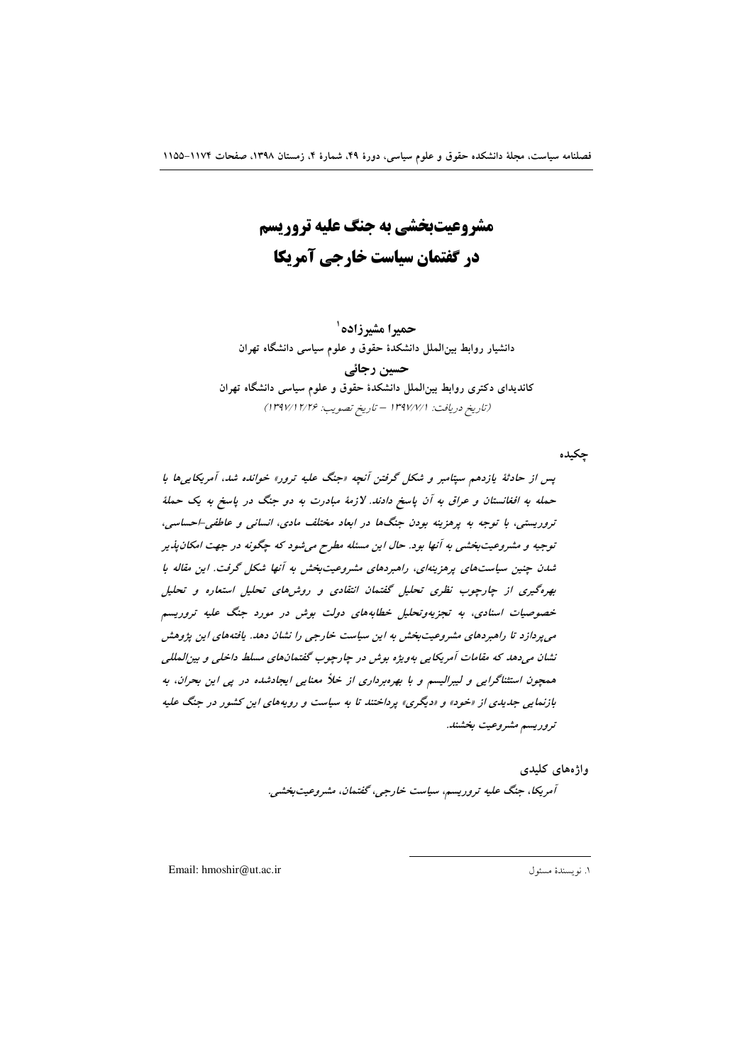# مشروعیت‌بخشی به جنگ علیه تروریسم در گفتمان سیاست خارجی آمریکا

**حمیرا مشیرزاده**[1]

دانشیار روابط بین‌الملل دانشکدۀ حقوق و علوم سیاسی دانشگاه تهران

**حسین رجائی**

کاندیدای دکتری روابط بین‌الملل دانشکدۀ حقوق و علوم سیاسی دانشگاه تهران

(تاریخ دریافت: ۱۳۹۷/۷/۱ – تاریخ تصویب: ۱۳۹۷/۱۲/۲۶)

## چکیده

*پس از حادثۀ یازدهم سپتامبر و شکل گرفتن آنچه «جنگ علیه ترور» خوانده شد، آمریکایی‌ها با حمله به افغانستان و عراق به آن پاسخ دادند. لازمۀ مبادرت به دو جنگ در پاسخ به یک حملۀ تروریستی، با توجه به پرهزینه بودن جنگ‌ها در ابعاد مختلف مادی، انسانی و عاطفی-احساسی، توجیه و مشروعیت‌بخشی به آنها بود. حال این مسئله مطرح می‌شود که چگونه در جهت امکان‌پذیر شدن چنین سیاست‌های پرهزینه‌ای، راهبردهای مشروعیت‌بخش به آنها شکل گرفت. این مقاله با بهره‌گیری از چارچوب نظری تحلیل گفتمان انتقادی و روش‌های تحلیل استعاره و تحلیل خصوصیات اسنادی، به تجزیه‌وتحلیل خطابه‌های دولت بوش در مورد جنگ علیه تروریسم می‌پردازد تا راهبردهای مشروعیت‌بخش به این سیاست خارجی را نشان دهد. یافته‌های این پژوهش نشان می‌دهد که مقامات آمریکایی به‌ویژه بوش در چارچوب گفتمان‌های مسلط داخلی و بین‌المللی همچون استثناگرایی و لیبرالیسم و با بهره‌برداری از خلأ معنایی ایجادشده در پی این بحران، به بازنمایی جدیدی از «خود» و «دیگری» پرداختند تا به سیاست و رویه‌های این کشور در جنگ علیه تروریسم مشروعیت بخشند.*

**واژه‌های کلیدی**

*آمریکا، جنگ علیه تروریسم، سیاست خارجی، گفتمان، مشروعیت‌بخشی.*

---

[1]. نویسندۀ مسئول — Email: hmoshir@ut.ac.ir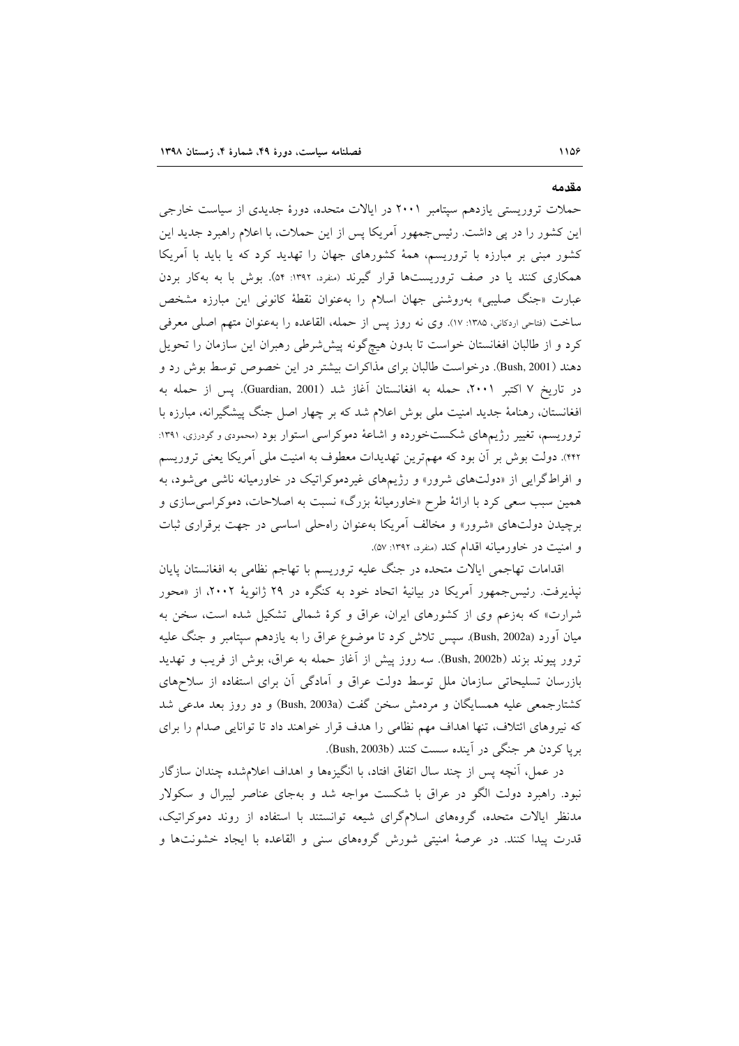## مقدمه

حملات تروریستی یازدهم سپتامبر ۲۰۰۱ در ایالات متحده، دورهٔ جدیدی از سیاست خارجی این کشور را در پی داشت. رئیس‌جمهور آمریکا پس از این حملات، با اعلام راهبرد جدید این کشور مبنی بر مبارزه با تروریسم، همهٔ کشورهای جهان را تهدید کرد که یا باید با آمریکا همکاری کنند یا در صف تروریست‌ها قرار گیرند (منفرد، ۱۳۹۲: ۵۴). بوش با به به‌کار بردن عبارت «جنگ صلیبی» به‌روشنی جهان اسلام را به‌عنوان نقطهٔ کانونی این مبارزه مشخص ساخت (فتاحی اردکانی، ۱۳۸۵: ۱۷). وی نه روز پس از حمله، القاعده را به‌عنوان متهم اصلی معرفی کرد و از طالبان افغانستان خواست تا بدون هیچ‌گونه پیش‌شرطی رهبران این سازمان را تحویل دهند (Bush, 2001). درخواست طالبان برای مذاکرات بیشتر در این خصوص توسط بوش رد و در تاریخ ۷ اکتبر ۲۰۰۱، حمله به افغانستان آغاز شد (Guardian, 2001). پس از حمله به افغانستان، رهنامهٔ جدید امنیت ملی بوش اعلام شد که بر چهار اصل جنگ پیشگیرانه، مبارزه با تروریسم، تغییر رژیم‌های شکست‌خورده و اشاعهٔ دموکراسی استوار بود (محمودی و گودرزی، ۱۳۹۱: ۴۴۲). دولت بوش بر آن بود که مهم‌ترین تهدیدات معطوف به امنیت ملی آمریکا یعنی تروریسم و افراط‌گرایی از «دولت‌های شرور» و رژیم‌های غیردموکراتیک در خاورمیانه ناشی می‌شود، به همین سبب سعی کرد با ارائهٔ طرح «خاورمیانهٔ بزرگ» نسبت به اصلاحات، دموکراسی‌سازی و برچیدن دولت‌های «شرور» و مخالف آمریکا به‌عنوان راه‌حلی اساسی در جهت برقراری ثبات و امنیت در خاورمیانه اقدام کند (منفرد، ۱۳۹۲: ۵۷).

اقدامات تهاجمی ایالات متحده در جنگ علیه تروریسم با تهاجم نظامی به افغانستان پایان نپذیرفت. رئیس‌جمهور آمریکا در بیانیهٔ اتحاد خود به کنگره در ۲۹ ژانویهٔ ۲۰۰۲، از «محور شرارت» که به‌زعم وی از کشورهای ایران، عراق و کرهٔ شمالی تشکیل شده است، سخن به میان آورد (Bush, 2002a). سپس تلاش کرد تا موضوع عراق را به یازدهم سپتامبر و جنگ علیه ترور پیوند بزند (Bush, 2002b). سه روز پیش از آغاز حمله به عراق، بوش از فریب و تهدید بازرسان تسلیحاتی سازمان ملل توسط دولت عراق و آمادگی آن برای استفاده از سلاح‌های کشتارجمعی علیه همسایگان و مردمش سخن گفت (Bush, 2003a) و دو روز بعد مدعی شد که نیروهای ائتلاف، تنها اهداف مهم نظامی را هدف قرار خواهند داد تا توانایی صدام را برای برپا کردن هر جنگی در آینده سست کنند (Bush, 2003b).

در عمل، آنچه پس از چند سال اتفاق افتاد، با انگیزه‌ها و اهداف اعلام‌شده چندان سازگار نبود. راهبرد دولت الگو در عراق با شکست مواجه شد و به‌جای عناصر لیبرال و سکولار مدنظر ایالات متحده، گروه‌های اسلام‌گرای شیعه توانستند با استفاده از روند دموکراتیک، قدرت پیدا کنند. در عرصهٔ امنیتی شورش گروه‌های سنی و القاعده با ایجاد خشونت‌ها و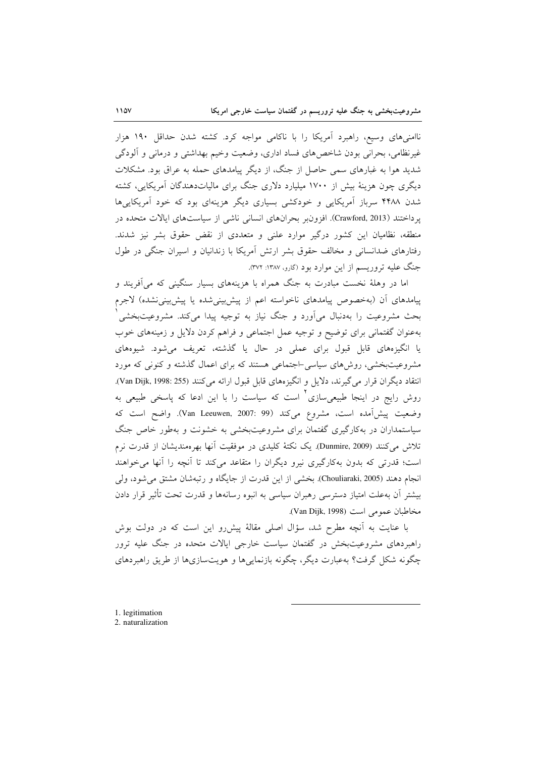ناامنی‌های وسیع، راهبرد آمریکا را با ناکامی مواجه کرد. کشته شدن حداقل ۱۹۰ هزار غیرنظامی، بحرانی بودن شاخص‌های فساد اداری، وضعیت وخیم بهداشتی و درمانی و آلودگی شدید هوا به غبارهای سمی حاصل از جنگ، از دیگر پیامدهای حمله به عراق بود. مشکلات دیگری چون هزینهٔ بیش از ۱۷۰۰ میلیارد دلاری جنگ برای مالیات‌دهندگان آمریکایی، کشته شدن ۴۴۸۸ سرباز آمریکایی و خودکشی بسیاری دیگر هزینه‌ای بود که خود آمریکایی‌ها پرداختند (Crawford, 2013). افزون‌بر بحران‌های انسانی ناشی از سیاست‌های ایالات متحده در منطقه، نظامیان این کشور درگیر موارد علنی و متعددی از نقض حقوق بشر نیز شدند. رفتارهای ضدانسانی و مخالف حقوق بشر ارتش آمریکا با زندانیان و اسیران جنگی در طول جنگ علیه تروریسم از این موارد بود (گارو، ۱۳۸۷: ۳۷۲).

اما در وهلهٔ نخست مبادرت به جنگ همراه با هزینه‌های بسیار سنگینی که می‌آفریند و پیامدهای آن (به‌خصوص پیامدهای ناخواسته اعم از پیش‌بینی‌شده یا پیش‌بینی‌نشده) لاجرم بحث مشروعیت را به‌دنبال می‌آورد و جنگ نیاز به توجیه پیدا می‌کند. مشروعیت‌بخشی[1] به‌عنوان گفتمانی برای توضیح و توجیه عمل اجتماعی و فراهم کردن دلایل و زمینه‌های خوب یا انگیزه‌های قابل قبول برای عملی در حال یا گذشته، تعریف می‌شود. شیوه‌های مشروعیت‌بخشی، روش‌های سیاسی-اجتماعی هستند که برای اعمال گذشته و کنونی که مورد انتقاد دیگران قرار می‌گیرند، دلایل و انگیزه‌های قابل قبول ارائه می‌کنند (Van Dijk, 1998: 255). روش رایج در اینجا طبیعی‌سازی[2] است که سیاست را با این ادعا که پاسخی طبیعی به وضعیت پیش‌آمده است، مشروع می‌کند (Van Leeuwen, 2007: 99). واضح است که سیاستمداران در به‌کارگیری گفتمان برای مشروعیت‌بخشی به خشونت و به‌طور خاص جنگ تلاش می‌کنند (Dunmire, 2009). یک نکتهٔ کلیدی در موفقیت آنها بهره‌مندیشان از قدرت نرم است؛ قدرتی که بدون به‌کارگیری نیرو دیگران را متقاعد می‌کند تا آنچه را آنها می‌خواهند انجام دهند (Chouliaraki, 2005). بخشی از این قدرت از جایگاه و رتبه‌شان مشتق می‌شود، ولی بیشتر آن به‌علت امتیاز دسترسی رهبران سیاسی به انبوه رسانه‌ها و قدرت تحت تأثیر قرار دادن مخاطبان عمومی است (Van Dijk, 1998).

با عنایت به آنچه مطرح شد، سؤال اصلی مقالهٔ پیش‌رو این است که در دولت بوش راهبردهای مشروعیت‌بخش در گفتمان سیاست خارجی ایالات متحده در جنگ علیه ترور چگونه شکل گرفت؟ به‌عبارت دیگر، چگونه بازنمایی‌ها و هویت‌سازی‌ها از طریق راهبردهای

---

1. legitimation
2. naturalization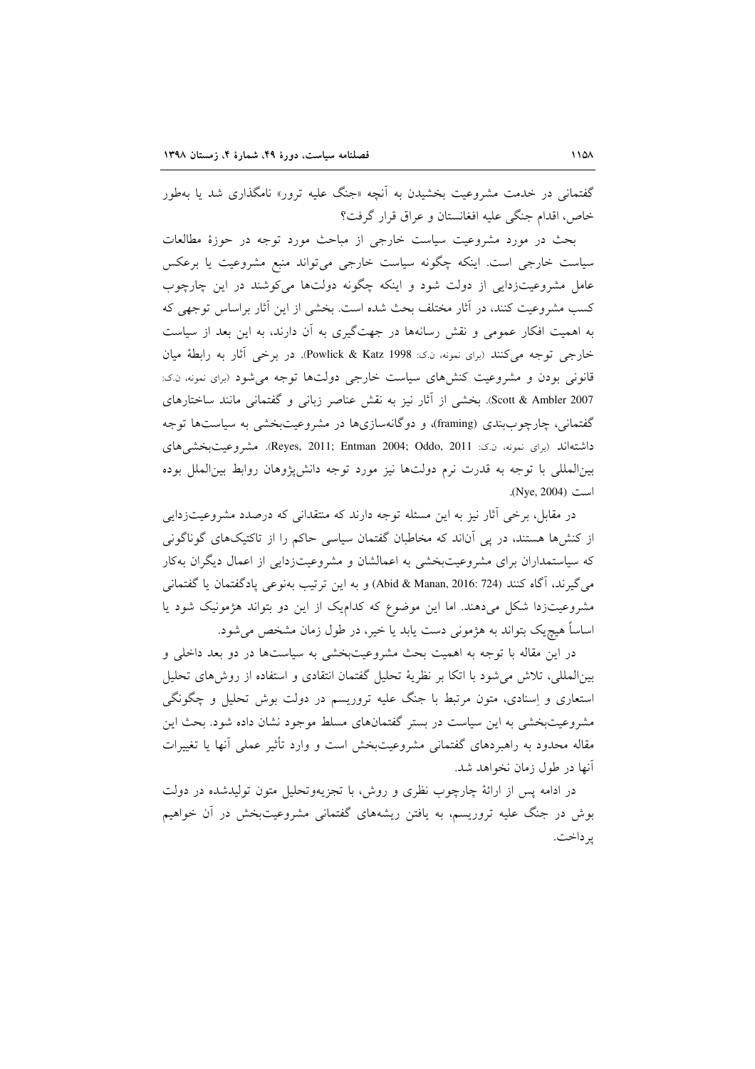گفتمانی در خدمت مشروعیت بخشیدن به آنچه «جنگ علیه ترور» نامگذاری شد یا به‌طور خاص، اقدام جنگی علیه افغانستان و عراق قرار گرفت؟

بحث در مورد مشروعیت سیاست خارجی از مباحث مورد توجه در حوزهٔ مطالعات سیاست خارجی است. اینکه چگونه سیاست خارجی می‌تواند منبع مشروعیت یا برعکس عامل مشروعیت‌زدایی از دولت شود و اینکه چگونه دولت‌ها می‌کوشند در این چارچوب کسب مشروعیت کنند، در آثار مختلف بحث شده است. بخشی از این آثار براساس توجهی که به اهمیت افکار عمومی و نقش رسانه‌ها در جهت‌گیری به آن دارند، به این بعد از سیاست خارجی توجه می‌کنند (برای نمونه، ن.ک: Powlick & Katz 1998). در برخی آثار به رابطهٔ میان قانونی بودن و مشروعیت کنش‌های سیاست خارجی دولت‌ها توجه می‌شود (برای نمونه، ن.ک: Scott & Ambler 2007). بخشی از آثار نیز به نقش عناصر زبانی و گفتمانی مانند ساختارهای گفتمانی، چارچوب‌بندی (framing)، و دوگانه‌سازی‌ها در مشروعیت‌بخشی به سیاست‌ها توجه داشته‌اند (برای نمونه، ن.ک: Reyes, 2011; Entman 2004; Oddo, 2011). مشروعیت‌بخشی‌های بین‌المللی با توجه به قدرت نرم دولت‌ها نیز مورد توجه دانش‌پژوهان روابط بین‌الملل بوده است (Nye, 2004).

در مقابل، برخی آثار نیز به این مسئله توجه دارند که منتقدانی که درصدد مشروعیت‌زدایی از کنش‌ها هستند، در پی آن‌اند که مخاطبان گفتمان سیاسی حاکم را از تاکتیک‌های گوناگونی که سیاستمداران برای مشروعیت‌بخشی به اعمالشان و مشروعیت‌زدایی از اعمال دیگران به‌کار می‌گیرند، آگاه کنند (Abid & Manan, 2016: 724) و به این ترتیب به‌نوعی پادگفتمان یا گفتمانی مشروعیت‌زدا شکل می‌دهند. اما این موضوع که کدام‌یک از این دو بتواند هژمونیک شود یا اساساً هیچ‌یک بتواند به هژمونی دست یابد یا خیر، در طول زمان مشخص می‌شود.

در این مقاله با توجه به اهمیت بحث مشروعیت‌بخشی به سیاست‌ها در دو بعد داخلی و بین‌المللی، تلاش می‌شود با اتکا بر نظریهٔ تحلیل گفتمان انتقادی و استفاده از روش‌های تحلیل استعاری و اِسنادی، متون مرتبط با جنگ علیه تروریسم در دولت بوش تحلیل و چگونگی مشروعیت‌بخشی به این سیاست در بستر گفتمان‌های مسلط موجود نشان داده شود. بحث این مقاله محدود به راهبردهای گفتمانی مشروعیت‌بخش است و وارد تأثیر عملی آنها یا تغییرات آنها در طول زمان نخواهد شد.

در ادامه پس از ارائهٔ چارچوب نظری و روش، با تجزیه‌وتحلیل متون تولیدشده در دولت بوش در جنگ علیه تروریسم، به یافتن ریشه‌های گفتمانی مشروعیت‌بخش در آن خواهیم پرداخت.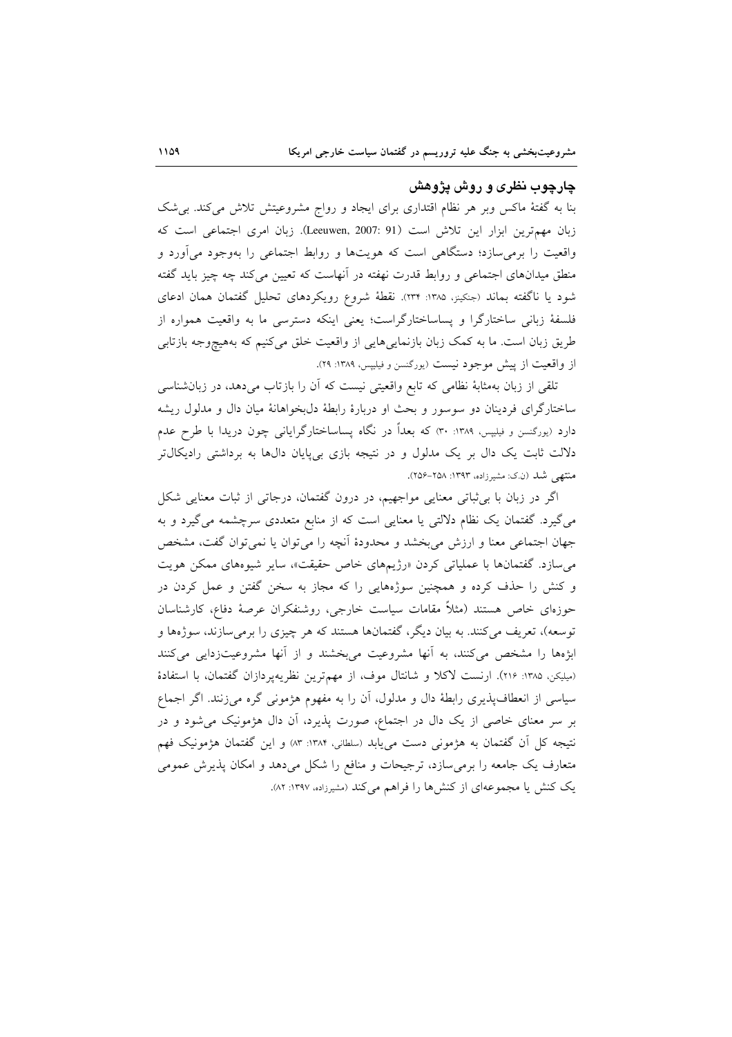## چارچوب نظری و روش پژوهش

بنا به گفتهٔ ماکس وبر هر نظام اقتداری برای ایجاد و رواج مشروعیتش تلاش می‌کند. بی‌شک زبان مهم‌ترین ابزار این تلاش است (Leeuwen, 2007: 91). زبان امری اجتماعی است که واقعیت را برمی‌سازد؛ دستگاهی است که هویت‌ها و روابط اجتماعی را به‌وجود می‌آورد و منطق میدان‌های اجتماعی و روابط قدرت نهفته در آنهاست که تعیین می‌کند چه چیز باید گفته شود یا ناگفته بماند (جنکینز، ۱۳۸۵: ۲۳۴). نقطهٔ شروع رویکردهای تحلیل گفتمان همان ادعای فلسفهٔ زبانی ساختارگرا و پساساختارگراست؛ یعنی اینکه دسترسی ما به واقعیت همواره از طریق زبان است. ما به کمک زبان بازنمایی‌هایی از واقعیت خلق می‌کنیم که به‌هیچ‌وجه بازتابی از واقعیت از پیش موجود نیست (یورگنسن و فیلیپس، ۱۳۸۹: ۲۹).

تلقی از زبان به‌مثابهٔ نظامی که تابع واقعیتی نیست که آن را بازتاب می‌دهد، در زبان‌شناسی ساختارگرای فردینان دو سوسور و بحث او دربارهٔ رابطهٔ دلبخواهانهٔ میان دال و مدلول ریشه دارد (یورگنسن و فیلیپس، ۱۳۸۹: ۳۰) که بعداً در نگاه پساساختارگرایانی چون دریدا با طرح عدم دلالت ثابت یک دال بر یک مدلول و در نتیجه بازی بی‌پایان دال‌ها به برداشتی رادیکال‌تر منتهی شد (ن.ک: مشیرزاده، ۱۳۹۳: ۲۵۸-۲۵۶).

اگر در زبان با بی‌ثباتی معنایی مواجهیم، در درون گفتمان، درجاتی از ثبات معنایی شکل می‌گیرد. گفتمان یک نظام دلالتی یا معنایی است که از منابع متعددی سرچشمه می‌گیرد و به جهان اجتماعی معنا و ارزش می‌بخشد و محدودهٔ آنچه را می‌توان یا نمی‌توان گفت، مشخص می‌سازد. گفتمان‌ها با عملیاتی کردن «رژیم‌های خاص حقیقت»، سایر شیوه‌های ممکن هویت و کنش را حذف کرده و همچنین سوژه‌هایی را که مجاز به سخن گفتن و عمل کردن در حوزه‌ای خاص هستند (مثلاً مقامات سیاست خارجی، روشنفکران عرصهٔ دفاع، کارشناسان توسعه)، تعریف می‌کنند. به بیان دیگر، گفتمان‌ها هستند که هر چیزی را برمی‌سازند، سوژه‌ها و ابژه‌ها را مشخص می‌کنند، به آنها مشروعیت می‌بخشند و از آنها مشروعیت‌زدایی می‌کنند (میلیکن، ۱۳۸۵: ۲۱۶). ارنست لاکلا و شانتال موف، از مهم‌ترین نظریه‌پردازان گفتمان، با استفادهٔ سیاسی از انعطاف‌پذیری رابطهٔ دال و مدلول، آن را به مفهوم هژمونی گره می‌زنند. اگر اجماع بر سر معنای خاصی از یک دال در اجتماع، صورت پذیرد، آن دال هژمونیک می‌شود و در نتیجه کل آن گفتمان به هژمونی دست می‌یابد (سلطانی، ۱۳۸۴: ۸۳) و این گفتمان هژمونیک فهم متعارف یک جامعه را برمی‌سازد، ترجیحات و منافع را شکل می‌دهد و امکان پذیرش عمومی یک کنش یا مجموعه‌ای از کنش‌ها را فراهم می‌کند (مشیرزاده، ۱۳۹۷: ۸۲).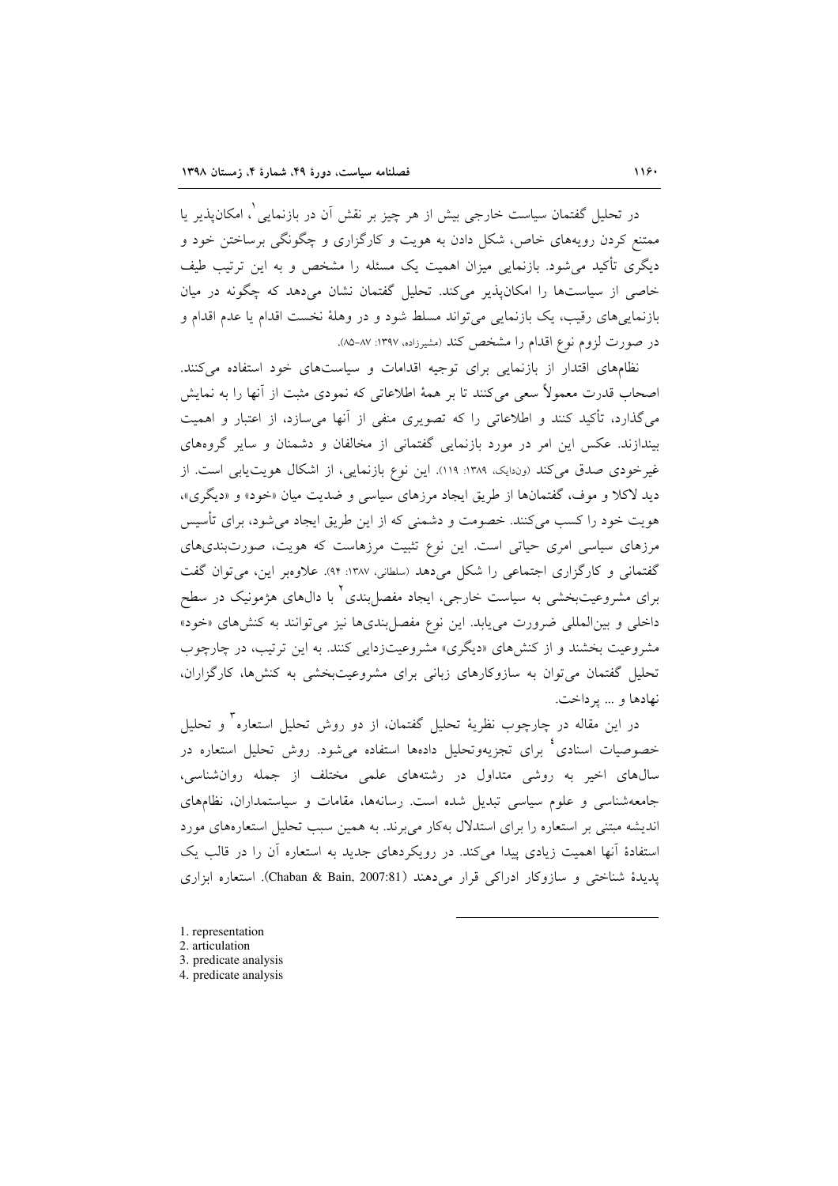در تحلیل گفتمان سیاست خارجی بیش از هر چیز بر نقش آن در بازنمایی[1]، امکان‌پذیر یا ممتنع کردن رویه‌های خاص، شکل دادن به هویت و کارگزاری و چگونگی برساختن خود و دیگری تأکید می‌شود. بازنمایی میزان اهمیت یک مسئله را مشخص و به این ترتیب طیف خاصی از سیاست‌ها را امکان‌پذیر می‌کند. تحلیل گفتمان نشان می‌دهد که چگونه در میان بازنمایی‌های رقیب، یک بازنمایی می‌تواند مسلط شود و در وهلهٔ نخست اقدام یا عدم اقدام و در صورت لزوم نوع اقدام را مشخص کند (مشیرزاده، ۱۳۹۷: ۸۷-۸۵).

نظام‌های اقتدار از بازنمایی برای توجیه اقدامات و سیاست‌های خود استفاده می‌کنند. اصحاب قدرت معمولاً سعی می‌کنند تا بر همهٔ اطلاعاتی که نمودی مثبت از آنها را به نمایش می‌گذارد، تأکید کنند و اطلاعاتی را که تصویری منفی از آنها می‌سازد، از اعتبار و اهمیت بیندازند. عکس این امر در مورد بازنمایی گفتمانی از مخالفان و دشمنان و سایر گروه‌های غیرخودی صدق می‌کند (ون‌دایک، ۱۳۸۹: ۱۱۹). این نوع بازنمایی، از اشکال هویت‌یابی است. از دید لاکلا و موف، گفتمان‌ها از طریق ایجاد مرزهای سیاسی و ضدیت میان «خود» و «دیگری»، هویت خود را کسب می‌کنند. خصومت و دشمنی که از این طریق ایجاد می‌شود، برای تأسیس مرزهای سیاسی امری حیاتی است. این نوع تثبیت مرزهاست که هویت، صورت‌بندی‌های گفتمانی و کارگزاری اجتماعی را شکل می‌دهد (سلطانی، ۱۳۸۷: ۹۴). علاوه‌بر این، می‌توان گفت برای مشروعیت‌بخشی به سیاست خارجی، ایجاد مفصل‌بندی[2] با دال‌های هژمونیک در سطح داخلی و بین‌المللی ضرورت می‌یابد. این نوع مفصل‌بندی‌ها نیز می‌توانند به کنش‌های «خود» مشروعیت بخشند و از کنش‌های «دیگری» مشروعیت‌زدایی کنند. به این ترتیب، در چارچوب تحلیل گفتمان می‌توان به سازوکارهای زبانی برای مشروعیت‌بخشی به کنش‌ها، کارگزاران، نهادها و ... پرداخت.

در این مقاله در چارچوب نظریهٔ تحلیل گفتمان، از دو روش تحلیل استعاره[3] و تحلیل خصوصیات اسنادی[4] برای تجزیه‌وتحلیل داده‌ها استفاده می‌شود. روش تحلیل استعاره در سال‌های اخیر به روشی متداول در رشته‌های علمی مختلف از جمله روان‌شناسی، جامعه‌شناسی و علوم سیاسی تبدیل شده است. رسانه‌ها، مقامات و سیاستمداران، نظام‌های اندیشه مبتنی بر استعاره را برای استدلال به‌کار می‌برند. به همین سبب تحلیل استعاره‌های مورد استفادهٔ آنها اهمیت زیادی پیدا می‌کند. در رویکردهای جدید به استعاره آن را در قالب یک پدیدهٔ شناختی و سازوکار ادراکی قرار می‌دهند (Chaban & Bain, 2007:81). استعاره ابزاری

---

1. representation
2. articulation
3. predicate analysis
4. predicate analysis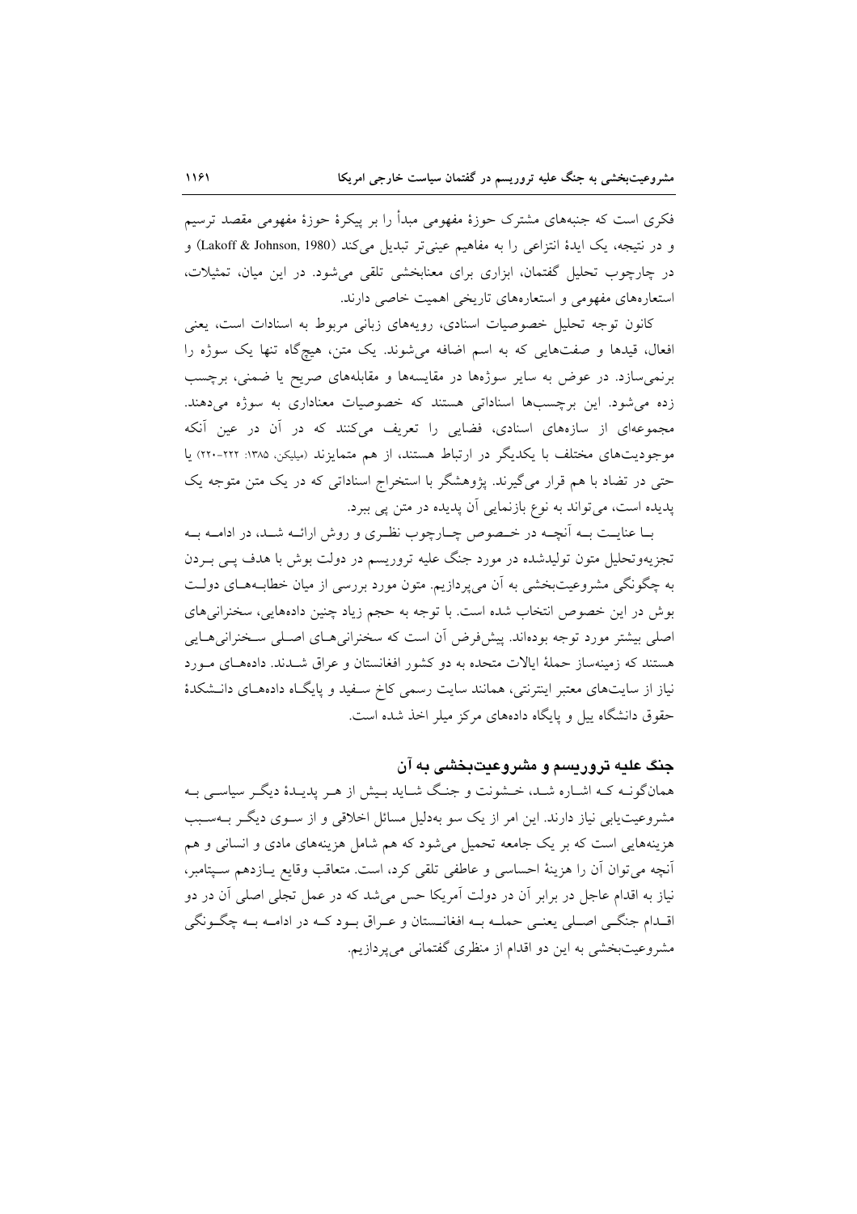فکری است که جنبه‌های مشترک حوزهٔ مفهومی مبدأ را بر پیکرهٔ حوزهٔ مفهومی مقصد ترسیم و در نتیجه، یک ایدهٔ انتزاعی را به مفاهیم عینی‌تر تبدیل می‌کند (Lakoff & Johnson, 1980) و در چارچوب تحلیل گفتمان، ابزاری برای معنابخشی تلقی می‌شود. در این میان، تمثیلات، استعاره‌های مفهومی و استعاره‌های تاریخی اهمیت خاصی دارند.

کانون توجه تحلیل خصوصیات اسنادی، رویه‌های زبانی مربوط به اسنادات است، یعنی افعال، قیدها و صفت‌هایی که به اسم اضافه می‌شوند. یک متن، هیچ‌گاه تنها یک سوژه را برنمی‌سازد. در عوض به سایر سوژه‌ها در مقایسه‌ها و مقابله‌های صریح یا ضمنی، برچسب زده می‌شود. این برچسب‌ها اسناداتی هستند که خصوصیات معناداری به سوژه می‌دهند. مجموعه‌ای از سازه‌های اسنادی، فضایی را تعریف می‌کنند که در آن در عین آنکه موجودیت‌های مختلف با یکدیگر در ارتباط هستند، از هم متمایزند (میلیکن، ۱۳۸۵: ۲۲۲-۲۲۰) یا حتی در تضاد با هم قرار می‌گیرند. پژوهشگر با استخراج اسناداتی که در یک متن متوجه یک پدیده است، می‌تواند به نوع بازنمایی آن پدیده در متن پی ببرد.

با عنایت به آنچه در خصوص چارچوب نظری و روش ارائه شد، در ادامه به تجزیه‌وتحلیل متون تولیدشده در مورد جنگ علیه تروریسم در دولت بوش با هدف پی بردن به چگونگی مشروعیت‌بخشی به آن می‌پردازیم. متون مورد بررسی از میان خطابه‌های دولت بوش در این خصوص انتخاب شده است. با توجه به حجم زیاد چنین داده‌هایی، سخنرانی‌های اصلی بیشتر مورد توجه بوده‌اند. پیش‌فرض آن است که سخنرانی‌های اصلی سخنرانی‌هایی هستند که زمینه‌ساز حملهٔ ایالات متحده به دو کشور افغانستان و عراق شدند. داده‌های مورد نیاز از سایت‌های معتبر اینترنتی، همانند سایت رسمی کاخ سفید و پایگاه داده‌های دانشکدهٔ حقوق دانشگاه ییل و پایگاه داده‌های مرکز میلر اخذ شده است.

## جنگ علیه تروریسم و مشروعیت‌بخشی به آن

همان‌گونه که اشاره شد، خشونت و جنگ شاید بیش از هر پدیدهٔ دیگر سیاسی به مشروعیت‌یابی نیاز دارند. این امر از یک سو به‌دلیل مسائل اخلاقی و از سوی دیگر به‌سبب هزینه‌هایی است که بر یک جامعه تحمیل می‌شود که هم شامل هزینه‌های مادی و انسانی و هم آنچه می‌توان آن را هزینهٔ احساسی و عاطفی تلقی کرد، است. متعاقب وقایع یازدهم سپتامبر، نیاز به اقدام عاجل در برابر آن در دولت آمریکا حس می‌شد که در عمل تجلی اصلی آن در دو اقدام جنگی اصلی یعنی حمله به افغانستان و عراق بود که در ادامه به چگونگی مشروعیت‌بخشی به این دو اقدام از منظری گفتمانی می‌پردازیم.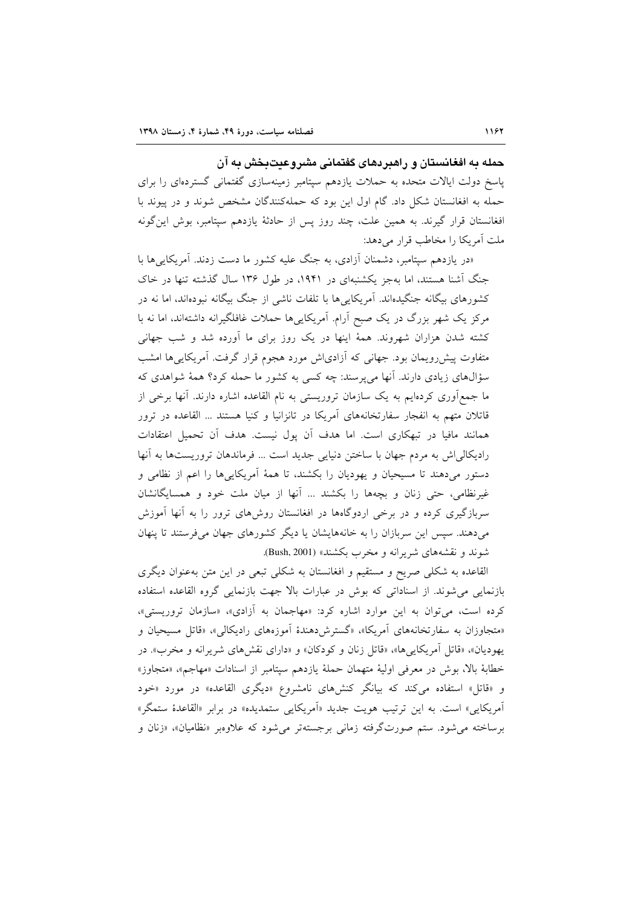### حمله به افغانستان و راهبردهای گفتمانی مشروعیت‌بخش به آن

پاسخ دولت ایالات متحده به حملات یازدهم سپتامبر زمینه‌سازی گفتمانی گسترده‌ای را برای حمله به افغانستان شکل داد. گام اول این بود که حمله‌کنندگان مشخص شوند و در پیوند با افغانستان قرار گیرند. به همین علت، چند روز پس از حادثهٔ یازدهم سپتامبر، بوش این‌گونه ملت آمریکا را مخاطب قرار می‌دهد:

«در یازدهم سپتامبر، دشمنان آزادی، به جنگ علیه کشور ما دست زدند. آمریکایی‌ها با جنگ آشنا هستند، اما به‌جز یکشنبه‌ای در ۱۹۴۱، در طول ۱۳۶ سال گذشته تنها در خاک کشورهای بیگانه جنگیده‌اند. آمریکایی‌ها با تلفات ناشی از جنگ بیگانه نبوده‌اند، اما نه در مرکز یک شهر بزرگ در یک صبح آرام. آمریکایی‌ها حملات غافلگیرانه داشته‌اند، اما نه با کشته شدن هزاران شهروند. همهٔ اینها در یک روز برای ما آورده شد و شب جهانی متفاوت پیش‌رویمان بود. جهانی که آزادی‌اش مورد هجوم قرار گرفت. آمریکایی‌ها امشب سؤال‌های زیادی دارند. آنها می‌پرسند: چه کسی به کشور ما حمله کرد؟ همهٔ شواهدی که ما جمع‌آوری کرده‌ایم به یک سازمان تروریستی به نام القاعده اشاره دارند. آنها برخی از قاتلان متهم به انفجار سفارتخانه‌های آمریکا در تانزانیا و کنیا هستند ... القاعده در ترور همانند مافیا در تبهکاری است. اما هدف آن پول نیست. هدف آن تحمیل اعتقادات رادیکالی‌اش به مردم جهان با ساختن دنیایی جدید است ... فرماندهان تروریست‌ها به آنها دستور می‌دهند تا مسیحیان و یهودیان را بکشند، تا همهٔ آمریکایی‌ها را اعم از نظامی و غیرنظامی، حتی زنان و بچه‌ها را بکشند ... آنها از میان ملت خود و همسایگانشان سربازگیری کرده و در برخی اردوگاه‌ها در افغانستان روش‌های ترور را به آنها آموزش می‌دهند. سپس این سربازان را به خانه‌هایشان یا دیگر کشورهای جهان می‌فرستند تا پنهان شوند و نقشه‌های شریرانه و مخرب بکشند» (Bush, 2001).

القاعده به شکلی صریح و مستقیم و افغانستان به شکلی تبعی در این متن به‌عنوان دیگری بازنمایی می‌شوند. از اسناداتی که بوش در عبارات بالا جهت بازنمایی گروه القاعده استفاده کرده است، می‌توان به این موارد اشاره کرد: «مهاجمان به آزادی»، «سازمان تروریستی»، «متجاوزان به سفارتخانه‌های آمریکا»، «گسترش‌دهندهٔ آموزه‌های رادیکالی»، «قاتل مسیحیان و یهودیان»، «قاتل آمریکایی‌ها»، «قاتل زنان و کودکان» و «دارای نقش‌های شریرانه و مخرب». در خطابهٔ بالا، بوش در معرفی اولیهٔ متهمان حملهٔ یازدهم سپتامبر از اسنادات «مهاجم»، «متجاوز» و «قاتل» استفاده می‌کند که بیانگر کنش‌های نامشروع «دیگری القاعده» در مورد «خود آمریکایی» است. به این ترتیب هویت جدید «آمریکایی ستمدیده» در برابر «القاعدهٔ ستمگر» برساخته می‌شود. ستم صورت‌گرفته زمانی برجسته‌تر می‌شود که علاوه‌بر «نظامیان»، «زنان و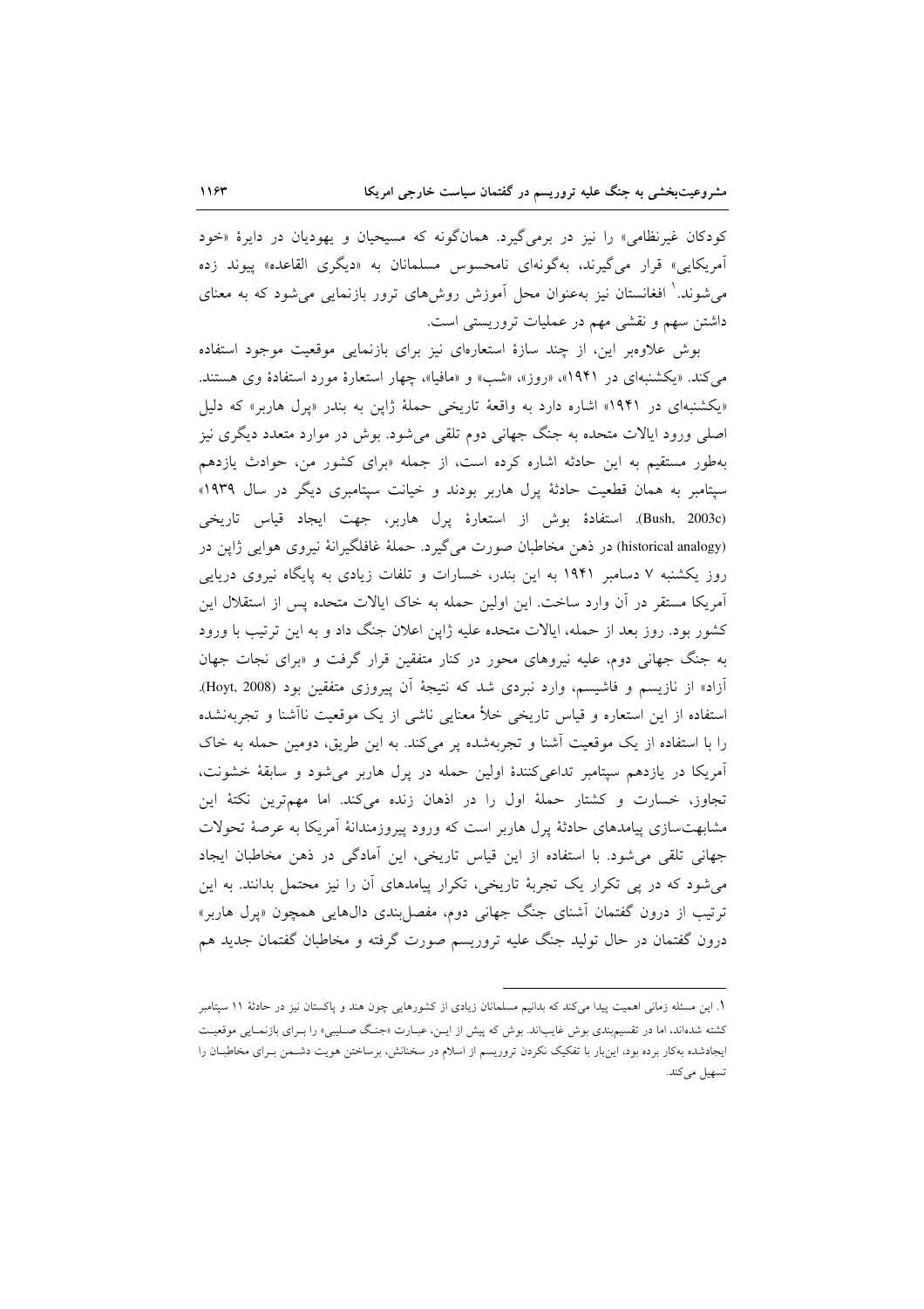کودکان غیرنظامی» را نیز در برمی‌گیرد. همان‌گونه که مسیحیان و یهودیان در دایرهٔ «خود آمریکایی» قرار می‌گیرند، به‌گونه‌ای نامحسوس مسلمانان به «دیگری القاعده» پیوند زده می‌شوند.[1] افغانستان نیز به‌عنوان محل آموزش روش‌های ترور بازنمایی می‌شود که به معنای داشتن سهم و نقشی مهم در عملیات تروریستی است.

بوش علاوه‌بر این، از چند سازهٔ استعاره‌ای نیز برای بازنمایی موقعیت موجود استفاده می‌کند. «یکشنبه‌ای در ۱۹۴۱»، «روز»، «شب» و «مافیا»، چهار استعارهٔ مورد استفادهٔ وی هستند. «یکشنبه‌ای در ۱۹۴۱» اشاره دارد به واقعهٔ تاریخی حملهٔ ژاپن به بندر «پرل هاربر» که دلیل اصلی ورود ایالات متحده به جنگ جهانی دوم تلقی می‌شود. بوش در موارد متعدد دیگری نیز به‌طور مستقیم به این حادثه اشاره کرده است، از جمله «برای کشور من، حوادث یازدهم سپتامبر به همان قطعیت حادثهٔ پرل هاربر بودند و خیانت سپتامبری دیگر در سال ۱۹۳۹» (Bush, 2003c). استفادهٔ بوش از استعارهٔ پرل هاربر، جهت ایجاد قیاس تاریخی (historical analogy) در ذهن مخاطبان صورت می‌گیرد. حملهٔ غافلگیرانهٔ نیروی هوایی ژاپن در روز یکشنبه ۷ دسامبر ۱۹۴۱ به این بندر، خسارات و تلفات زیادی به پایگاه نیروی دریایی آمریکا مستقر در آن وارد ساخت. این اولین حمله به خاک ایالات متحده پس از استقلال این کشور بود. روز بعد از حمله، ایالات متحده علیه ژاپن اعلان جنگ داد و به این ترتیب با ورود به جنگ جهانی دوم، علیه نیروهای محور در کنار متفقین قرار گرفت و «برای نجات جهان آزاد» از نازیسم و فاشیسم، وارد نبردی شد که نتیجهٔ آن پیروزی متفقین بود (Hoyt, 2008). استفاده از این استعاره و قیاس تاریخی خلأ معنایی ناشی از یک موقعیت ناآشنا و تجربه‌نشده را با استفاده از یک موقعیت آشنا و تجربه‌شده پر می‌کند. به این طریق، دومین حمله به خاک آمریکا در یازدهم سپتامبر تداعی‌کنندهٔ اولین حمله در پرل هاربر می‌شود و سابقهٔ خشونت، تجاوز، خسارت و کشتار حملهٔ اول را در اذهان زنده می‌کند. اما مهم‌ترین نکتهٔ این مشابهت‌سازی پیامدهای حادثهٔ پرل هاربر است که ورود پیروزمندانهٔ آمریکا به عرصهٔ تحولات جهانی تلقی می‌شود. با استفاده از این قیاس تاریخی، این آمادگی در ذهن مخاطبان ایجاد می‌شود که در پی تکرار یک تجربهٔ تاریخی، تکرار پیامدهای آن را نیز محتمل بدانند. به این ترتیب از درون گفتمان آشنای جنگ جهانی دوم، مفصل‌بندی دال‌هایی همچون «پرل هاربر» درون گفتمان در حال تولید جنگ علیه تروریسم صورت گرفته و مخاطبان گفتمان جدید هم

---

[1]. این مسئله زمانی اهمیت پیدا می‌کند که بدانیم مسلمانان زیادی از کشورهایی چون هند و پاکستان نیز در حادثهٔ ۱۱ سپتامبر کشته شده‌اند، اما در تقسیم‌بندی بوش غایب‌اند. بوش که پیش از ایـن، عبـارت «جنـگ صـلیبی» را بـرای بازنمـایی موقعیـت ایجادشده به‌کار برده بود، این‌بار با تفکیک نکردن تروریسم از اسلام در سخنانش، برساختن هویت دشـمن بـرای مخاطبـان را تسهیل می‌کند.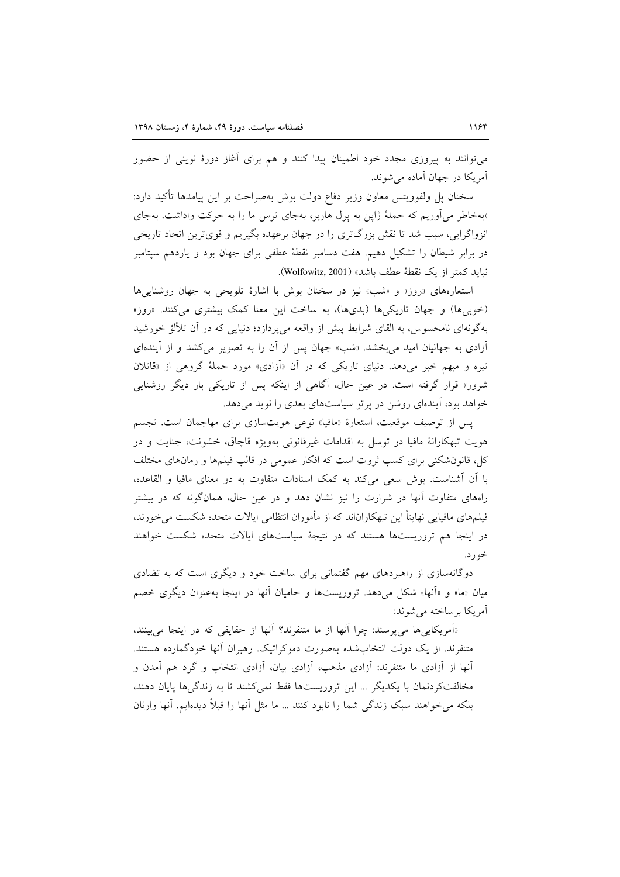می‌توانند به پیروزی مجدد خود اطمینان پیدا کنند و هم برای آغاز دورهٔ نوینی از حضور آمریکا در جهان آماده می‌شوند.

سخنان پل ولفوویتس معاون وزیر دفاع دولت بوش به‌صراحت بر این پیامدها تأکید دارد: «به‌خاطر می‌آوریم که حملهٔ ژاپن به پرل هاربر، به‌جای ترس ما را به حرکت واداشت. به‌جای انزواگرایی، سبب شد تا نقش بزرگ‌تری را در جهان برعهده بگیریم و قوی‌ترین اتحاد تاریخی در برابر شیطان را تشکیل دهیم. هفت دسامبر نقطهٔ عطفی برای جهان بود و یازدهم سپتامبر نباید کمتر از یک نقطهٔ عطف باشد» (Wolfowitz, 2001).

استعاره‌های «روز» و «شب» نیز در سخنان بوش با اشارهٔ تلویحی به جهان روشنایی‌ها (خوبی‌ها) و جهان تاریکی‌ها (بدی‌ها)، به ساخت این معنا کمک بیشتری می‌کنند. «روز» به‌گونه‌ای نامحسوس، به القای شرایط پیش از واقعه می‌پردازد؛ دنیایی که در آن تلألؤ خورشید آزادی به جهانیان امید می‌بخشد. «شب» جهان پس از آن را به تصویر می‌کشد و از آینده‌ای تیره و مبهم خبر می‌دهد. دنیای تاریکی که در آن «آزادی» مورد حملهٔ گروهی از «قاتلان شرور» قرار گرفته است. در عین حال، آگاهی از اینکه پس از تاریکی بار دیگر روشنایی خواهد بود، آینده‌ای روشن در پرتو سیاست‌های بعدی را نوید می‌دهد.

پس از توصیف موقعیت، استعارهٔ «مافیا» نوعی هویت‌سازی برای مهاجمان است. تجسم هویت تبهکارانهٔ مافیا در توسل به اقدامات غیرقانونی به‌ویژه قاچاق، خشونت، جنایت و در کل، قانون‌شکنی برای کسب ثروت است که افکار عمومی در قالب فیلم‌ها و رمان‌های مختلف با آن آشناست. بوش سعی می‌کند به کمک اسنادات متفاوت به دو معنای مافیا و القاعده، راه‌های متفاوت آنها در شرارت را نیز نشان دهد و در عین حال، همان‌گونه که در بیشتر فیلم‌های مافیایی نهایتاً این تبهکاران‌اند که از مأموران انتظامی ایالات متحده شکست می‌خورند، در اینجا هم تروریست‌ها هستند که در نتیجهٔ سیاست‌های ایالات متحده شکست خواهند خورد.

دوگانه‌سازی از راهبردهای مهم گفتمانی برای ساخت خود و دیگری است که به تضادی میان «ما» و «آنها» شکل می‌دهد. تروریست‌ها و حامیان آنها در اینجا به‌عنوان دیگری خصم آمریکا برساخته می‌شوند:

«آمریکایی‌ها می‌پرسند: چرا آنها از ما متنفرند؟ آنها از حقایقی که در اینجا می‌بینند، متنفرند. از یک دولت انتخاب‌شده به‌صورت دموکراتیک. رهبران آنها خودگمارده هستند. آنها از آزادی ما متنفرند: آزادی مذهب، آزادی بیان، آزادی انتخاب و گرد هم آمدن و مخالفت‌کردنمان با یکدیگر ... این تروریست‌ها فقط نمی‌کشند تا به زندگی‌ها پایان دهند، بلکه می‌خواهند سبک زندگی شما را نابود کنند ... ما مثل آنها را قبلاً دیده‌ایم. آنها وارثان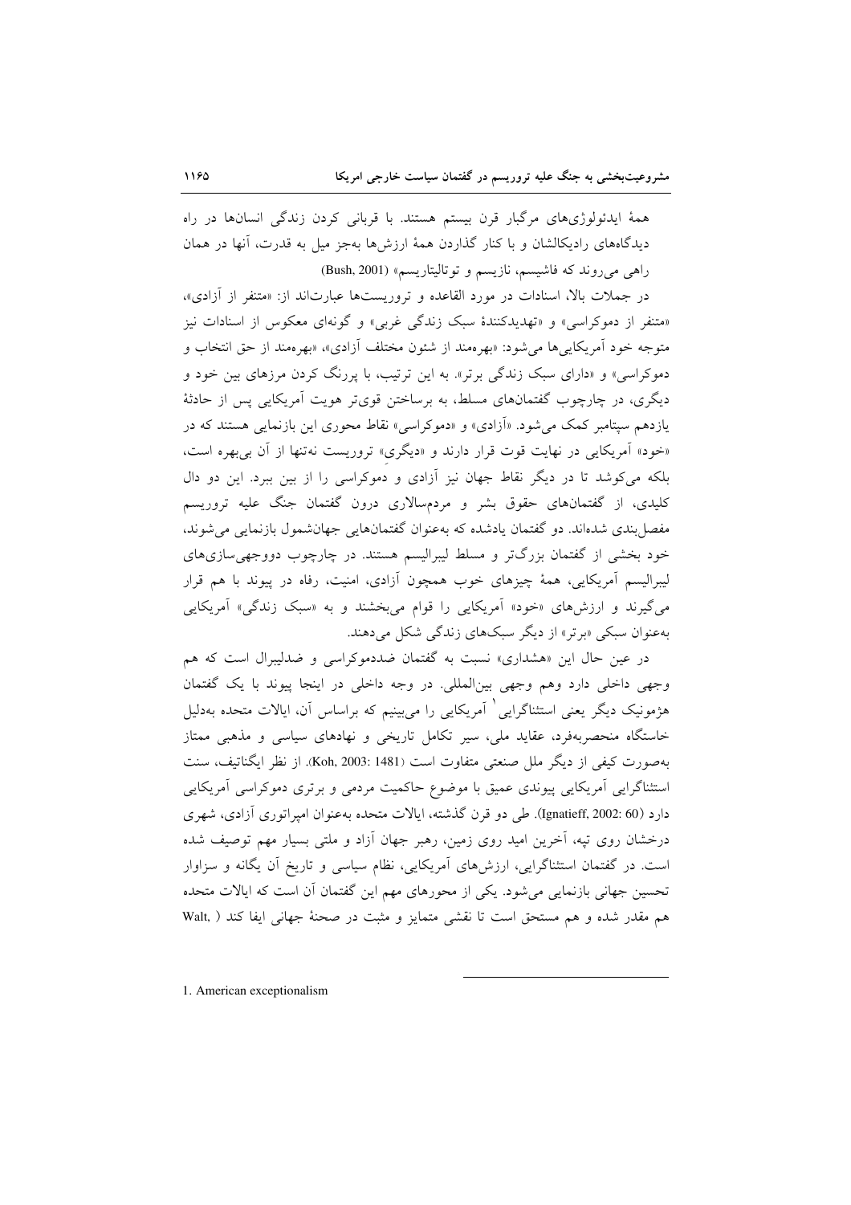همهٔ ایدئولوژی‌های مرگبار قرن بیستم هستند. با قربانی کردن زندگی انسان‌ها در راه دیدگاه‌های رادیکالشان و با کنار گذاردن همهٔ ارزش‌ها به‌جز میل به قدرت، آنها در همان راهی می‌روند که فاشیسم، نازیسم و توتالیتاریسم» (Bush, 2001)

در جملات بالا، اسنادات در مورد القاعده و تروریست‌ها عبارت‌اند از: «متنفر از آزادی»، «متنفر از دموکراسی» و «تهدیدکنندهٔ سبک زندگی غربی» و گونه‌ای معکوس از اسنادات نیز متوجه خود آمریکایی‌ها می‌شود: «بهره‌مند از شئون مختلف آزادی»، «بهره‌مند از حق انتخاب و دموکراسی» و «دارای سبک زندگی برتر». به این ترتیب، با پررنگ کردن مرزهای بین خود و دیگری، در چارچوب گفتمان‌های مسلط، به برساختن قوی‌تر هویت آمریکایی پس از حادثهٔ یازدهم سپتامبر کمک می‌شود. «آزادی» و «دموکراسی» نقاط محوری این بازنمایی هستند که در «خود» آمریکایی در نهایت قوت قرار دارند و «دیگری» تروریست نه‌تنها از آن بی‌بهره است، بلکه می‌کوشد تا در دیگر نقاط جهان نیز آزادی و دموکراسی را از بین ببرد. این دو دال کلیدی، از گفتمان‌های حقوق بشر و مردم‌سالاری درون گفتمان جنگ علیه تروریسم مفصل‌بندی شده‌اند. دو گفتمان یادشده که به‌عنوان گفتمان‌هایی جهان‌شمول بازنمایی می‌شوند، خود بخشی از گفتمان بزرگ‌تر و مسلط لیبرالیسم هستند. در چارچوب دووجهی‌سازی‌های لیبرالیسم آمریکایی، همهٔ چیزهای خوب همچون آزادی، امنیت، رفاه در پیوند با هم قرار می‌گیرند و ارزش‌های «خود» آمریکایی را قوام می‌بخشند و به «سبک زندگی» آمریکایی به‌عنوان سبکی «برتر» از دیگر سبک‌های زندگی شکل می‌دهند.

در عین حال این «هشداری» نسبت به گفتمان ضددموکراسی و ضدلیبرال است که هم وجهی داخلی دارد وهم وجهی بین‌المللی. در وجه داخلی در اینجا پیوند با یک گفتمان هژمونیک دیگر یعنی استثناگرایی[1] آمریکایی را می‌بینیم که براساس آن، ایالات متحده به‌دلیل خاستگاه منحصربه‌فرد، عقاید ملی، سیر تکامل تاریخی و نهادهای سیاسی و مذهبی ممتاز به‌صورت کیفی از دیگر ملل صنعتی متفاوت است (Koh, 2003: 1481). از نظر ایگناتیف، سنت استثناگرایی آمریکایی پیوندی عمیق با موضوع حاکمیت مردمی و برتری دموکراسی آمریکایی دارد (Ignatieff, 2002: 60). طی دو قرن گذشته، ایالات متحده به‌عنوان امپراتوری آزادی، شهری درخشان روی تپه، آخرین امید روی زمین، رهبر جهان آزاد و ملتی بسیار مهم توصیف شده است. در گفتمان استثناگرایی، ارزش‌های آمریکایی، نظام سیاسی و تاریخ آن یگانه و سزاوار تحسین جهانی بازنمایی می‌شود. یکی از محورهای مهم این گفتمان آن است که ایالات متحده هم مقدر شده و هم مستحق است تا نقشی متمایز و مثبت در صحنهٔ جهانی ایفا کند ( Walt,

---

1. American exceptionalism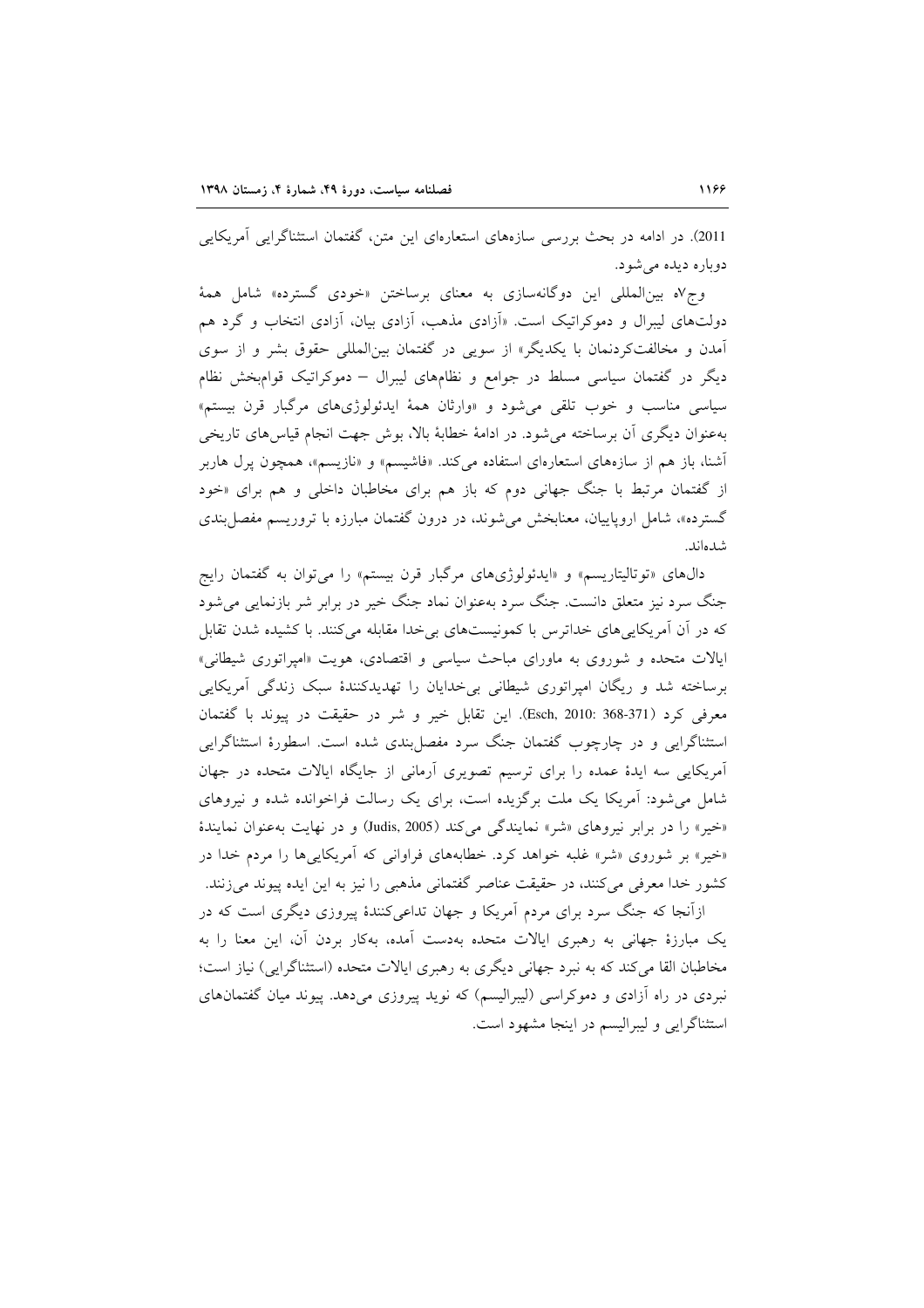2011). در ادامه در بحث بررسی سازه‌های استعاره‌ای این متن، گفتمان استثناگرایی آمریکایی دوباره دیده می‌شود.

وجه بین‌المللی این دوگانه‌سازی به معنای برساختن «خودی گسترده» شامل همهٔ دولت‌های لیبرال و دموکراتیک است. «آزادی مذهب، آزادی بیان، آزادی انتخاب و گرد هم آمدن و مخالفت‌کردنمان با یکدیگر» از سویی در گفتمان بین‌المللی حقوق بشر و از سوی دیگر در گفتمان سیاسی مسلط در جوامع و نظام‌های لیبرال – دموکراتیک قوام‌بخش نظام سیاسی مناسب و خوب تلقی می‌شود و «وارثان همهٔ ایدئولوژی‌های مرگبار قرن بیستم» به‌عنوان دیگری آن برساخته می‌شود. در ادامهٔ خطابهٔ بالا، بوش جهت انجام قیاس‌های تاریخی آشنا، باز هم از سازه‌های استعاره‌ای استفاده می‌کند. «فاشیسم» و «نازیسم»، همچون پرل هاربر از گفتمان مرتبط با جنگ جهانی دوم که باز هم برای مخاطبان داخلی و هم برای «خود گسترده»، شامل اروپاییان، معنابخش می‌شوند، در درون گفتمان مبارزه با تروریسم مفصل‌بندی شده‌اند.

دال‌های «توتالیتاریسم» و «ایدئولوژی‌های مرگبار قرن بیستم» را می‌توان به گفتمان رایج جنگ سرد نیز متعلق دانست. جنگ سرد به‌عنوان نماد جنگ خیر در برابر شر بازنمایی می‌شود که در آن آمریکایی‌های خداترس با کمونیست‌های بی‌خدا مقابله می‌کنند. با کشیده شدن تقابل ایالات متحده و شوروی به ماورای مباحث سیاسی و اقتصادی، هویت «امپراتوری شیطانی» برساخته شد و ریگان امپراتوری شیطانی بی‌خدایان را تهدیدکنندهٔ سبک زندگی آمریکایی معرفی کرد (Esch, 2010: 368-371). این تقابل خیر و شر در حقیقت در پیوند با گفتمان استثناگرایی و در چارچوب گفتمان جنگ سرد مفصل‌بندی شده است. اسطورهٔ استثناگرایی آمریکایی سه ایدهٔ عمده را برای ترسیم تصویری آرمانی از جایگاه ایالات متحده در جهان شامل می‌شود: آمریکا یک ملت برگزیده است، برای یک رسالت فراخوانده شده و نیروهای «خیر» را در برابر نیروهای «شر» نمایندگی می‌کند (Judis, 2005) و در نهایت به‌عنوان نمایندهٔ «خیر» بر شوروی «شر» غلبه خواهد کرد. خطابه‌های فراوانی که آمریکایی‌ها را مردم خدا در کشور خدا معرفی می‌کنند، در حقیقت عناصر گفتمانی مذهبی را نیز به این ایده پیوند می‌زنند.

ازآنجا که جنگ سرد برای مردم آمریکا و جهان تداعی‌کنندهٔ پیروزی دیگری است که در یک مبارزهٔ جهانی به رهبری ایالات متحده به‌دست آمده، به‌کار بردن آن، این معنا را به مخاطبان القا می‌کند که به نبرد جهانی دیگری به رهبری ایالات متحده (استثناگرایی) نیاز است؛ نبردی در راه آزادی و دموکراسی (لیبرالیسم) که نوید پیروزی می‌دهد. پیوند میان گفتمان‌های استثناگرایی و لیبرالیسم در اینجا مشهود است.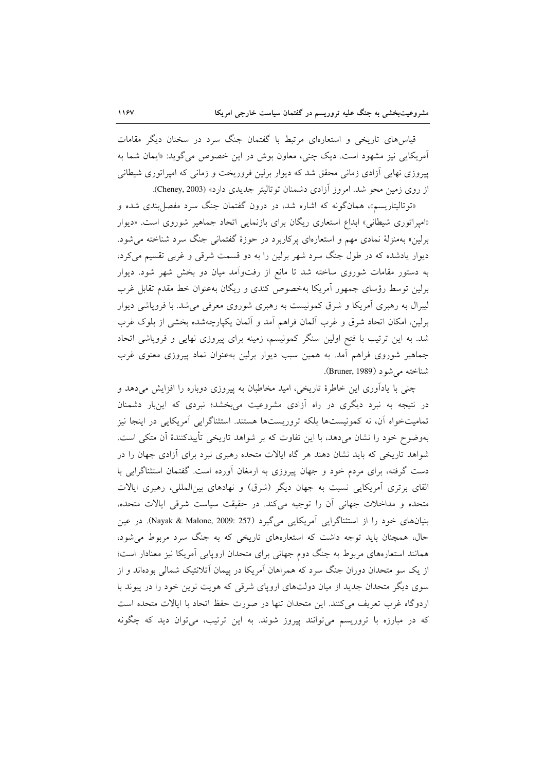قیاس‌های تاریخی و استعاره‌ای مرتبط با گفتمان جنگ سرد در سخنان دیگر مقامات آمریکایی نیز مشهود است. دیک چنی، معاون بوش در این خصوص می‌گوید: «ایمان شما به پیروزی نهایی آزادی زمانی محقق شد که دیوار برلین فروریخت و زمانی که امپراتوری شیطانی از روی زمین محو شد. امروز آزادی دشمنان توتالیتر جدیدی دارد» (Cheney, 2003).

«توتالیتاریسم»، همان‌گونه که اشاره شد، در درون گفتمان جنگ سرد مفصل‌بندی شده و «امپراتوری شیطانی» ابداع استعاری ریگان برای بازنمایی اتحاد جماهیر شوروی است. «دیوار برلین» به‌منزلهٔ نمادی مهم و استعاره‌ای پرکاربرد در حوزهٔ گفتمانی جنگ سرد شناخته می‌شود. دیوار یادشده که در طول جنگ سرد شهر برلین را به دو قسمت شرقی و غربی تقسیم می‌کرد، به دستور مقامات شوروی ساخته شد تا مانع از رفت‌وآمد میان دو بخش شهر شود. دیوار برلین توسط رؤسای جمهور آمریکا به‌خصوص کندی و ریگان به‌عنوان خط مقدم تقابل غرب لیبرال به رهبری آمریکا و شرق کمونیست به رهبری شوروی معرفی می‌شد. با فروپاشی دیوار برلین، امکان اتحاد شرق و غرب آلمان فراهم آمد و آلمان یکپارچه‌شده بخشی از بلوک غرب شد. به این ترتیب با فتح اولین سنگر کمونیسم، زمینه برای پیروزی نهایی و فروپاشی اتحاد جماهیر شوروی فراهم آمد. به همین سبب دیوار برلین به‌عنوان نماد پیروزی معنوی غرب شناخته می‌شود (Bruner, 1989).

چنی با یادآوری این خاطرهٔ تاریخی، امید مخاطبان به پیروزی دوباره را افزایش می‌دهد و در نتیجه به نبرد دیگری در راه آزادی مشروعیت می‌بخشد؛ نبردی که این‌بار دشمنان تمامیت‌خواه آن، نه کمونیست‌ها بلکه تروریست‌ها هستند. استثناگرایی آمریکایی در اینجا نیز به‌وضوح خود را نشان می‌دهد، با این تفاوت که بر شواهد تاریخی تأییدکنندهٔ آن متکی است. شواهد تاریخی که باید نشان دهند هر گاه ایالات متحده رهبری نبرد برای آزادی جهان را در دست گرفته، برای مردم خود و جهان پیروزی به ارمغان آورده است. گفتمان استثناگرایی با القای برتری آمریکایی نسبت به جهان دیگر (شرق) و نهادهای بین‌المللی، رهبری ایالات متحده و مداخلات جهانی آن را توجیه می‌کند. در حقیقت سیاست شرقی ایالات متحده، بنیان‌های خود را از استثناگرایی آمریکایی می‌گیرد (Nayak & Malone, 2009: 257). در عین حال، همچنان باید توجه داشت که استعاره‌های تاریخی که به جنگ سرد مربوط می‌شود، همانند استعاره‌های مربوط به جنگ دوم جهانی برای متحدان اروپایی آمریکا نیز معنادار است؛ از یک سو متحدان دوران جنگ سرد که همراهان آمریکا در پیمان آتلانتیک شمالی بوده‌اند و از سوی دیگر متحدان جدید از میان دولت‌های اروپای شرقی که هویت نوین خود را در پیوند با اردوگاه غرب تعریف می‌کنند. این متحدان تنها در صورت حفظ اتحاد با ایالات متحده است که در مبارزه با تروریسم می‌توانند پیروز شوند. به این ترتیب، می‌توان دید که چگونه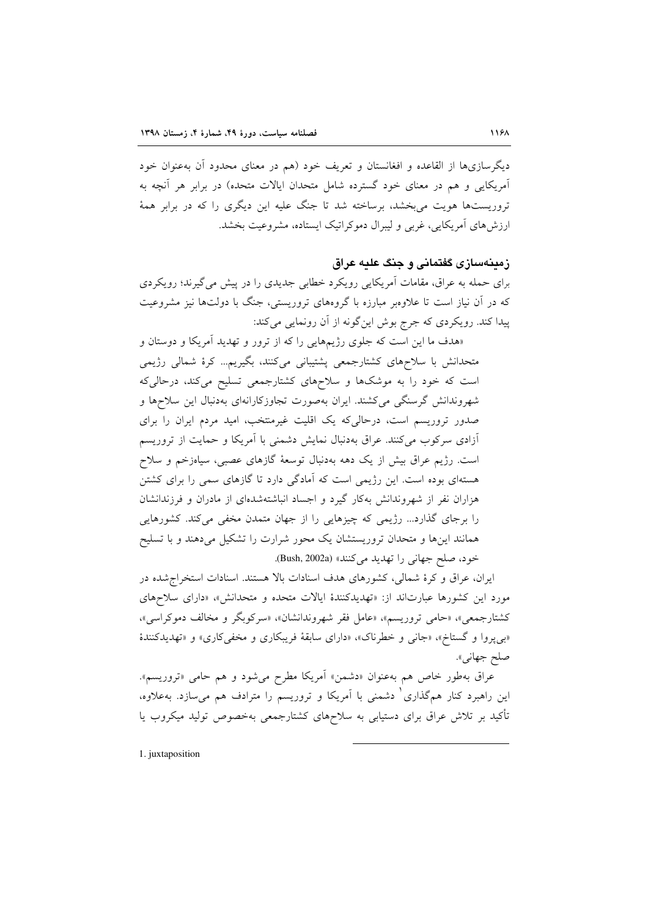دیگرسازی‌ها از القاعده و افغانستان و تعریف خود (هم در معنای محدود آن به‌عنوان خود آمریکایی و هم در معنای خود گسترده شامل متحدان ایالات متحده) در برابر هر آنچه به تروریست‌ها هویت می‌بخشد، برساخته شد تا جنگ علیه این دیگری را که در برابر همهٔ ارزش‌های آمریکایی، غربی و لیبرال دموکراتیک ایستاده، مشروعیت بخشد.

## زمینه‌سازی گفتمانی و جنگ علیه عراق

برای حمله به عراق، مقامات آمریکایی رویکرد خطابی جدیدی را در پیش می‌گیرند؛ رویکردی که در آن نیاز است تا علاوه‌بر مبارزه با گروه‌های تروریستی، جنگ با دولت‌ها نیز مشروعیت پیدا کند. رویکردی که جرج بوش این‌گونه از آن رونمایی می‌کند:

«هدف ما این است که جلوی رژیم‌هایی را که از ترور و تهدید آمریکا و دوستان و متحدانش با سلاح‌های کشتارجمعی پشتیبانی می‌کنند، بگیریم... کرهٔ شمالی رژیمی است که خود را به موشک‌ها و سلاح‌های کشتارجمعی تسلیح می‌کند، درحالی‌که شهروندانش گرسنگی می‌کشند. ایران به‌صورت تجاوزکارانه‌ای به‌دنبال این سلاح‌ها و صدور تروریسم است، درحالی‌که یک اقلیت غیرمنتخب، امید مردم ایران را برای آزادی سرکوب می‌کنند. عراق به‌دنبال نمایش دشمنی با آمریکا و حمایت از تروریسم است. رژیم عراق بیش از یک دهه به‌دنبال توسعهٔ گازهای عصبی، سیاه‌زخم و سلاح هسته‌ای بوده است. این رژیمی است که آمادگی دارد تا گازهای سمی را برای کشتن هزاران نفر از شهروندانش به‌کار گیرد و اجساد انباشته‌شده‌ای از مادران و فرزندانشان را برجای گذارد... رژیمی که چیزهایی را از جهان متمدن مخفی می‌کند. کشورهایی همانند این‌ها و متحدان تروریستشان یک محور شرارت را تشکیل می‌دهند و با تسلیح خود، صلح جهانی را تهدید می‌کنند» (Bush, 2002a).

ایران، عراق و کرهٔ شمالی، کشورهای هدف اسنادات بالا هستند. اسنادات استخراج‌شده در مورد این کشورها عبارت‌اند از: «تهدیدکنندهٔ ایالات متحده و متحدانش»، «دارای سلاح‌های کشتارجمعی»، «حامی تروریسم»، «عامل فقر شهروندانشان»، «سرکوبگر و مخالف دموکراسی»، «بی‌پروا و گستاخ»، «جانی و خطرناک»، «دارای سابقهٔ فریبکاری و مخفی‌کاری» و «تهدیدکنندهٔ صلح جهانی».

عراق به‌طور خاص هم به‌عنوان «دشمن» آمریکا مطرح می‌شود و هم حامی «تروریسم». این راهبرد کنار هم‌گذاری[1] دشمنی با آمریکا و تروریسم را مترادف هم می‌سازد. به‌علاوه، تأکید بر تلاش عراق برای دستیابی به سلاح‌های کشتارجمعی به‌خصوص تولید میکروب یا

---

1. juxtaposition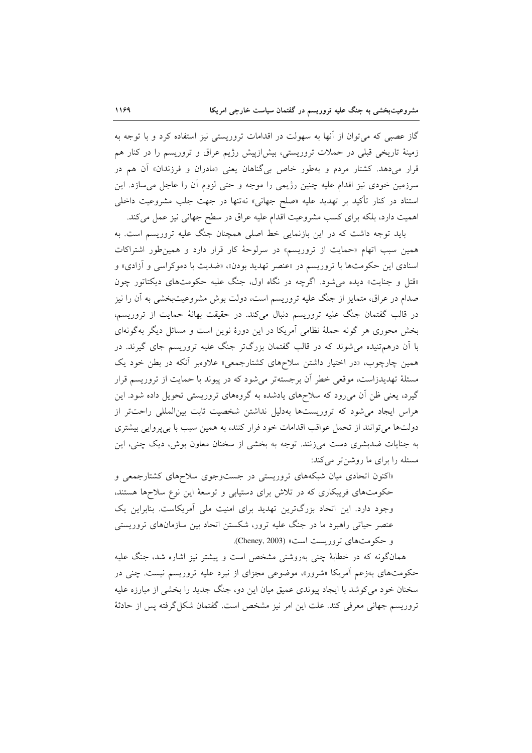گاز عصبی که می‌توان از آنها به سهولت در اقدامات تروریستی نیز استفاده کرد و با توجه به زمینهٔ تاریخی قبلی در حملات تروریستی، بیش‌ازپیش رژیم عراق و تروریسم را در کنار هم قرار می‌دهد. کشتار مردم و به‌طور خاص بی‌گناهان یعنی «مادران و فرزندان» آن هم در سرزمین خودی نیز اقدام علیه چنین رژیمی را موجه و حتی لزوم آن را عاجل می‌سازد. این استناد در کنار تأکید بر تهدید علیه «صلح جهانی» نه‌تنها در جهت جلب مشروعیت داخلی اهمیت دارد، بلکه برای کسب مشروعیت اقدام علیه عراق در سطح جهانی نیز عمل می‌کند.

باید توجه داشت که در این بازنمایی خط اصلی همچنان جنگ علیه تروریسم است. به همین سبب اتهام «حمایت از تروریسم» در سرلوحهٔ کار قرار دارد و همین‌طور اشتراکات اسنادی این حکومت‌ها با تروریسم در «عنصر تهدید بودن»، «ضدیت با دموکراسی و آزادی» و «قتل و جنایت» دیده می‌شود. اگرچه در نگاه اول، جنگ علیه حکومت‌های دیکتاتور چون صدام در عراق، متمایز از جنگ علیه تروریسم است، دولت بوش مشروعیت‌بخشی به آن را نیز در قالب گفتمان جنگ علیه تروریسم دنبال می‌کند. در حقیقت بهانهٔ حمایت از تروریسم، بخش محوری هر گونه حملهٔ نظامی آمریکا در این دورهٔ نوین است و مسائل دیگر به‌گونه‌ای با آن درهم‌تنیده می‌شوند که در قالب گفتمان بزرگ‌تر جنگ علیه تروریسم جای گیرند. در همین چارچوب، «در اختیار داشتن سلاح‌های کشتارجمعی» علاوه‌بر آنکه در بطن خود یک مسئلهٔ تهدیدزاست، موقعی خطر آن برجسته‌تر می‌شود که در پیوند با حمایت از تروریسم قرار گیرد، یعنی ظن آن می‌رود که سلاح‌های یادشده به گروه‌های تروریستی تحویل داده شود. این هراس ایجاد می‌شود که تروریست‌ها به‌دلیل نداشتن شخصیت ثابت بین‌المللی راحت‌تر از دولت‌ها می‌توانند از تحمل عواقب اقدامات خود فرار کنند، به همین سبب با بی‌پروایی بیشتری به جنایات ضدبشری دست می‌زنند. توجه به بخشی از سخنان معاون بوش، دیک چنی، این مسئله را برای ما روشن‌تر می‌کند:

> «اکنون اتحادی میان شبکه‌های تروریستی در جست‌وجوی سلاح‌های کشتارجمعی و حکومت‌های فریبکاری که در تلاش برای دستیابی و توسعهٔ این نوع سلاح‌ها هستند، وجود دارد. این اتحاد بزرگ‌ترین تهدید برای امنیت ملی آمریکاست. بنابراین یک عنصر حیاتی راهبرد ما در جنگ علیه ترور، شکستن اتحاد بین سازمان‌های تروریستی و حکومت‌های تروریست است» (Cheney, 2003).

همان‌گونه که در خطابهٔ چنی به‌روشنی مشخص است و پیشتر نیز اشاره شد، جنگ علیه حکومت‌های به‌زعم آمریکا «شرور»، موضوعی مجزای از نبرد علیه تروریسم نیست. چنی در سخنان خود می‌کوشد با ایجاد پیوندی عمیق میان این دو، جنگ جدید را بخشی از مبارزه علیه تروریسم جهانی معرفی کند. علت این امر نیز مشخص است. گفتمان شکل‌گرفته پس از حادثهٔ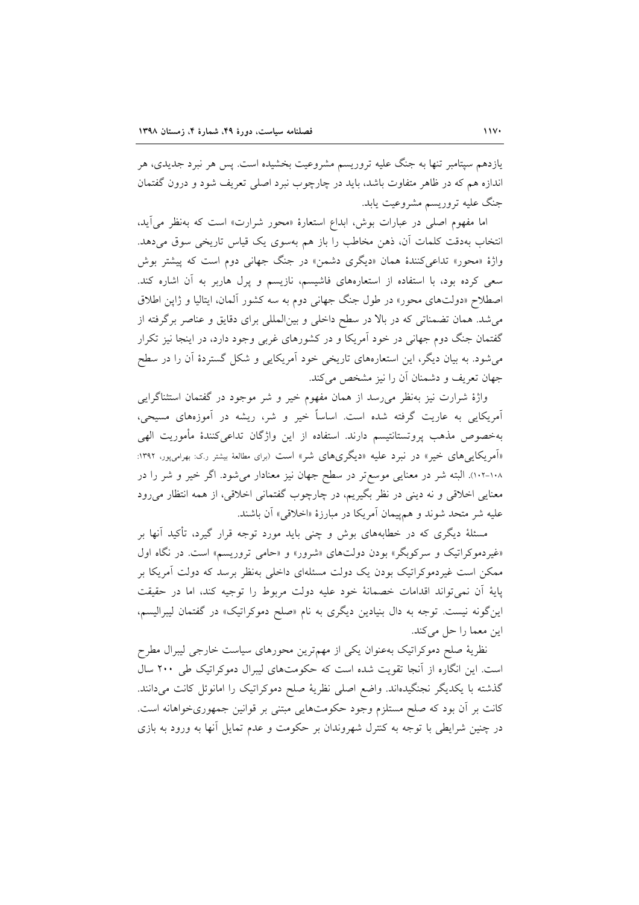یازدهم سپتامبر تنها به جنگ علیه تروریسم مشروعیت بخشیده است. پس هر نبرد جدیدی، هر اندازه هم که در ظاهر متفاوت باشد، باید در چارچوب نبرد اصلی تعریف شود و درون گفتمان جنگ علیه تروریسم مشروعیت یابد.

اما مفهوم اصلی در عبارات بوش، ابداع استعارهٔ «محور شرارت» است که به‌نظر می‌آید، انتخاب به‌دقت کلمات آن، ذهن مخاطب را باز هم به‌سوی یک قیاس تاریخی سوق می‌دهد. واژهٔ «محور» تداعی‌کنندهٔ همان «دیگری دشمن» در جنگ جهانی دوم است که پیشتر بوش سعی کرده بود، با استفاده از استعاره‌های فاشیسم، نازیسم و پرل هاربر به آن اشاره کند. اصطلاح «دولت‌های محور» در طول جنگ جهانی دوم به سه کشور آلمان، ایتالیا و ژاپن اطلاق می‌شد. همان تضمناتی که در بالا در سطح داخلی و بین‌المللی برای دقایق و عناصر برگرفته از گفتمان جنگ دوم جهانی در خود آمریکا و در کشورهای غربی وجود دارد، در اینجا نیز تکرار می‌شود. به بیان دیگر، این استعاره‌های تاریخی خود آمریکایی و شکل گستردهٔ آن را در سطح جهان تعریف و دشمنان آن را نیز مشخص می‌کند.

واژهٔ شرارت نیز به‌نظر می‌رسد از همان مفهوم خیر و شر موجود در گفتمان استثناگرایی آمریکایی به عاریت گرفته شده است. اساساً خیر و شر، ریشه در آموزه‌های مسیحی، به‌خصوص مذهب پروتستانتیسم دارند. استفاده از این واژگان تداعی‌کنندهٔ مأموریت الهی «آمریکایی‌های خیر» در نبرد علیه «دیگری‌های شر» است (برای مطالعهٔ بیشتر ر.ک: بهرامی‌پور، ۱۳۹۲: ۱۰۸-۱۰۲). البته شر در معنایی موسع‌تر در سطح جهان نیز معنادار می‌شود. اگر خیر و شر را در معنایی اخلاقی و نه دینی در نظر بگیریم، در چارچوب گفتمانی اخلاقی، از همه انتظار می‌رود علیه شر متحد شوند و هم‌پیمان آمریکا در مبارزهٔ «اخلاقی» آن باشند.

مسئلهٔ دیگری که در خطابه‌های بوش و چنی باید مورد توجه قرار گیرد، تأکید آنها بر «غیردموکراتیک و سرکوبگر» بودن دولت‌های «شرور» و «حامی تروریسم» است. در نگاه اول ممکن است غیردموکراتیک بودن یک دولت مسئله‌ای داخلی به‌نظر برسد که دولت آمریکا بر پایهٔ آن نمی‌تواند اقدامات خصمانهٔ خود علیه دولت مربوط را توجیه کند، اما در حقیقت این‌گونه نیست. توجه به دال بنیادین دیگری به نام «صلح دموکراتیک» در گفتمان لیبرالیسم، این معما را حل می‌کند.

نظریهٔ صلح دموکراتیک به‌عنوان یکی از مهم‌ترین محورهای سیاست خارجی لیبرال مطرح است. این انگاره از آنجا تقویت شده است که حکومت‌های لیبرال دموکراتیک طی ۲۰۰ سال گذشته با یکدیگر نجنگیده‌اند. واضع اصلی نظریهٔ صلح دموکراتیک را امانوئل کانت می‌دانند. کانت بر آن بود که صلح مستلزم وجود حکومت‌هایی مبتنی بر قوانین جمهوری‌خواهانه است. در چنین شرایطی با توجه به کنترل شهروندان بر حکومت و عدم تمایل آنها به ورود به بازی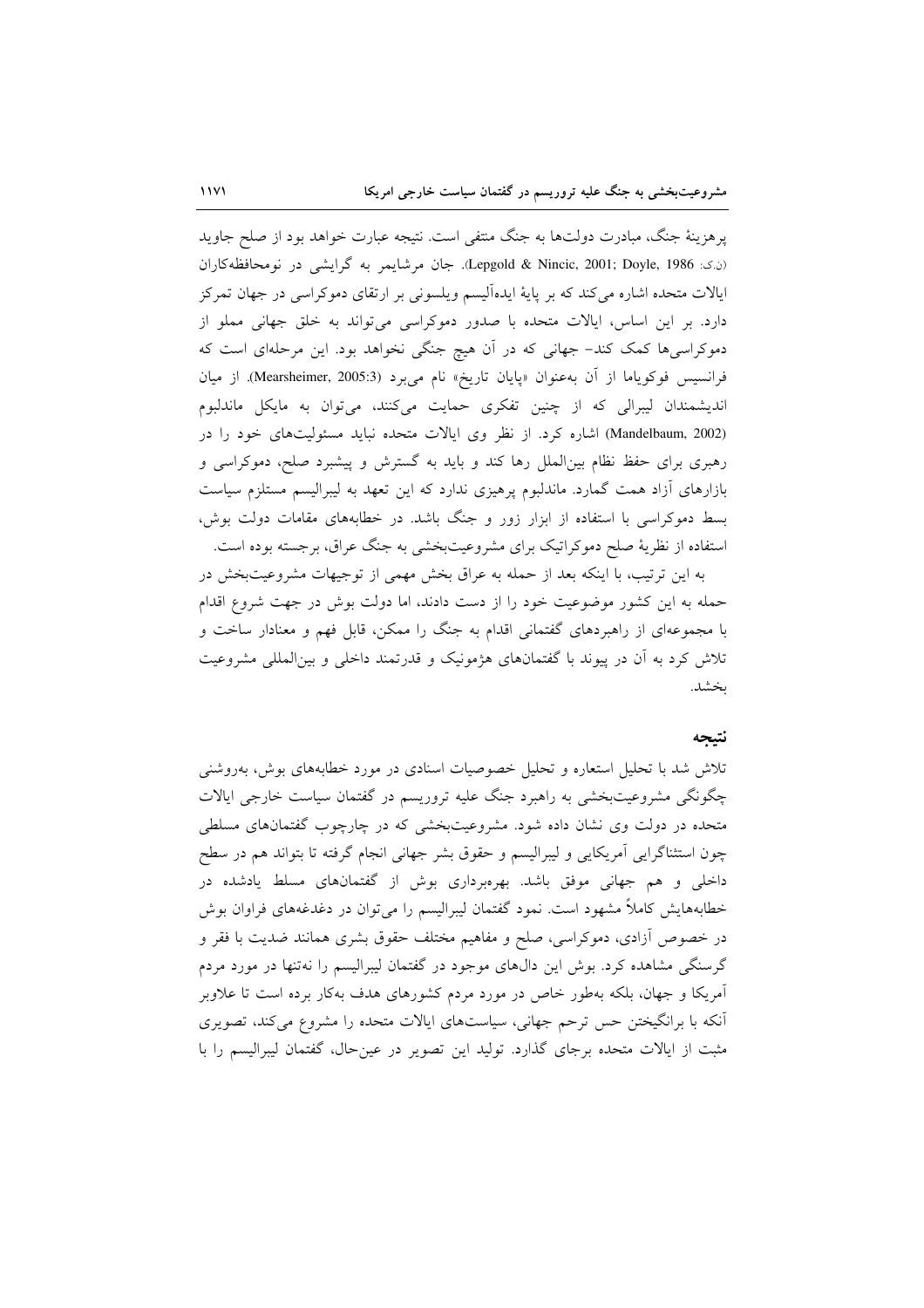پرهزینهٔ جنگ، مبادرت دولت‌ها به جنگ منتفی است. نتیجه عبارت خواهد بود از صلح جاوید (ن.ک: Lepgold & Nincic, 2001; Doyle, 1986). جان مرشایمر به گرایشی در نومحافظه‌کاران ایالات متحده اشاره می‌کند که بر پایهٔ ایده‌آلیسم ویلسونی بر ارتقای دموکراسی در جهان تمرکز دارد. بر این اساس، ایالات متحده با صدور دموکراسی می‌تواند به خلق جهانی مملو از دموکراسی‌ها کمک کند- جهانی که در آن هیچ جنگی نخواهد بود. این مرحله‌ای است که فرانسیس فوکویاما از آن به‌عنوان «پایان تاریخ» نام می‌برد (Mearsheimer, 2005:3). از میان اندیشمندان لیبرالی که از چنین تفکری حمایت می‌کنند، می‌توان به مایکل ماندلبوم (Mandelbaum, 2002) اشاره کرد. از نظر وی ایالات متحده نباید مسئولیت‌های خود را در رهبری برای حفظ نظام بین‌الملل رها کند و باید به گسترش و پیشبرد صلح، دموکراسی و بازارهای آزاد همت گمارد. ماندلبوم پرهیزی ندارد که این تعهد به لیبرالیسم مستلزم سیاست بسط دموکراسی با استفاده از ابزار زور و جنگ باشد. در خطابه‌های مقامات دولت بوش، استفاده از نظریهٔ صلح دموکراتیک برای مشروعیت‌بخشی به جنگ عراق، برجسته بوده است.

به این ترتیب، با اینکه بعد از حمله به عراق بخش مهمی از توجیهات مشروعیت‌بخش در حمله به این کشور موضوعیت خود را از دست دادند، اما دولت بوش در جهت شروع اقدام با مجموعه‌ای از راهبردهای گفتمانی اقدام به جنگ را ممکن، قابل فهم و معنادار ساخت و تلاش کرد به آن در پیوند با گفتمان‌های هژمونیک و قدرتمند داخلی و بین‌المللی مشروعیت بخشد.

## نتیجه

تلاش شد با تحلیل استعاره و تحلیل خصوصیات اسنادی در مورد خطابه‌های بوش، به‌روشنی چگونگی مشروعیت‌بخشی به راهبرد جنگ علیه تروریسم در گفتمان سیاست خارجی ایالات متحده در دولت وی نشان داده شود. مشروعیت‌بخشی که در چارچوب گفتمان‌های مسلطی چون استثناگرایی آمریکایی و لیبرالیسم و حقوق بشر جهانی انجام گرفته تا بتواند هم در سطح داخلی و هم جهانی موفق باشد. بهره‌برداری بوش از گفتمان‌های مسلط یادشده در خطابه‌هایش کاملاً مشهود است. نمود گفتمان لیبرالیسم را می‌توان در دغدغه‌های فراوان بوش در خصوص آزادی، دموکراسی، صلح و مفاهیم مختلف حقوق بشری همانند ضدیت با فقر و گرسنگی مشاهده کرد. بوش این دال‌های موجود در گفتمان لیبرالیسم را نه‌تنها در مورد مردم آمریکا و جهان، بلکه به‌طور خاص در مورد مردم کشورهای هدف به‌کار برده است تا علاوبر آنکه با برانگیختن حس ترحم جهانی، سیاست‌های ایالات متحده را مشروع می‌کند، تصویری مثبت از ایالات متحده برجای گذارد. تولید این تصویر در عین‌حال، گفتمان لیبرالیسم را با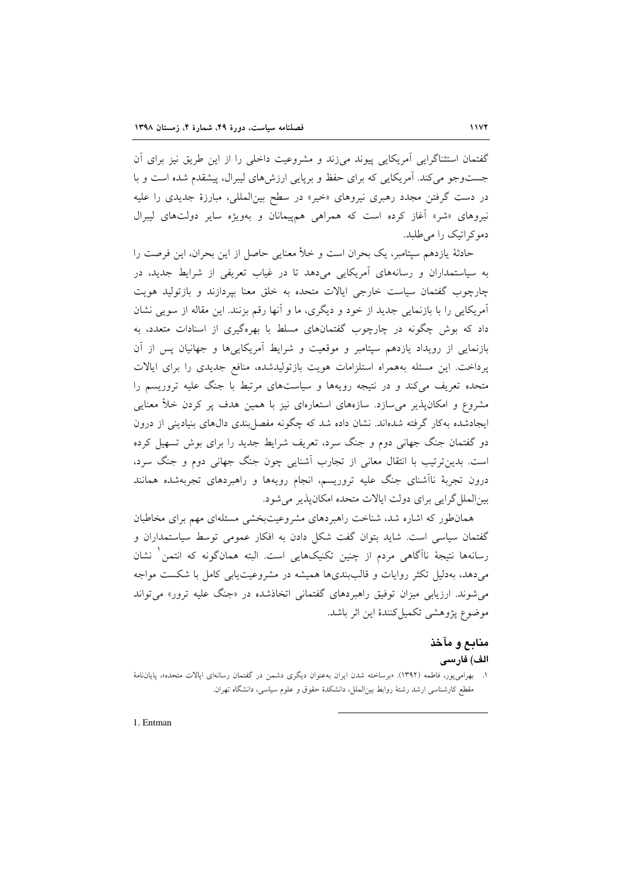گفتمان استثناگرایی آمریکایی پیوند می‌زند و مشروعیت داخلی را از این طریق نیز برای آن جست‌وجو می‌کند. آمریکایی که برای حفظ و برپایی ارزش‌های لیبرال، پیشقدم شده است و با در دست گرفتن مجدد رهبری نیروهای «خیر» در سطح بین‌المللی، مبارزهٔ جدیدی را علیه نیروهای «شر» آغاز کرده است که همراهی هم‌پیمانان و به‌ویژه سایر دولت‌های لیبرال دموکراتیک را می‌طلبد.

حادثهٔ یازدهم سپتامبر، یک بحران است و خلأ معنایی حاصل از این بحران، این فرصت را به سیاستمداران و رسانه‌های آمریکایی می‌دهد تا در غیاب تعریفی از شرایط جدید، در چارچوب گفتمان سیاست خارجی ایالات متحده به خلق معنا بپردازند و بازتولید هویت آمریکایی را با بازنمایی جدید از خود و دیگری، ما و آنها رقم بزنند. این مقاله از سویی نشان داد که بوش چگونه در چارچوب گفتمان‌های مسلط با بهره‌گیری از اسنادات متعدد، به بازنمایی از رویداد یازدهم سپتامبر و موقعیت و شرایط آمریکایی‌ها و جهانیان پس از آن پرداخت. این مسئله به‌همراه استلزامات هویت بازتولیدشده، منافع جدیدی را برای ایالات متحده تعریف می‌کند و در نتیجه رویه‌ها و سیاست‌های مرتبط با جنگ علیه تروریسم را مشروع و امکان‌پذیر می‌سازد. سازه‌های استعاره‌ای نیز با همین هدف پر کردن خلأ معنایی ایجادشده به‌کار گرفته شده‌اند. نشان داده شد که چگونه مفصل‌بندی دال‌های بنیادینی از درون دو گفتمان جنگ جهانی دوم و جنگ سرد، تعریف شرایط جدید را برای بوش تسهیل کرده است. بدین‌ترتیب با انتقال معانی از تجارب آشنایی چون جنگ جهانی دوم و جنگ سرد، درون تجربهٔ ناآشنای جنگ علیه تروریسم، انجام رویه‌ها و راهبردهای تجربه‌شده همانند بین‌الملل‌گرایی برای دولت ایالات متحده امکان‌پذیر می‌شود.

همان‌طور که اشاره شد، شناخت راهبردهای مشروعیت‌بخشی مسئله‌ای مهم برای مخاطبان گفتمان سیاسی است. شاید بتوان گفت شکل دادن به افکار عمومی توسط سیاستمداران و رسانه‌ها نتیجهٔ ناآگاهی مردم از چنین تکنیک‌هایی است. البته همان‌گونه که انتمن[1] نشان می‌دهد، به‌دلیل تکثر روایات و قالب‌بندی‌ها همیشه در مشروعیت‌یابی کامل با شکست مواجه می‌شوند. ارزیابی میزان توفیق راهبردهای گفتمانی اتخاذشده در «جنگ علیه ترور» می‌تواند موضوع پژوهشی تکمیل‌کنندهٔ این اثر باشد.

## منابع و مآخذ

### الف) فارسی

۱. بهرامی‌پور، فاطمه (۱۳۹۲). «برساخته شدن ایران به‌عنوان دیگری دشمن در گفتمان رسانه‌ای ایالات متحده»، پایان‌نامهٔ مقطع کارشناسی ارشد رشتهٔ روابط بین‌الملل، دانشکدهٔ حقوق و علوم سیاسی، دانشگاه تهران.

---

1. Entman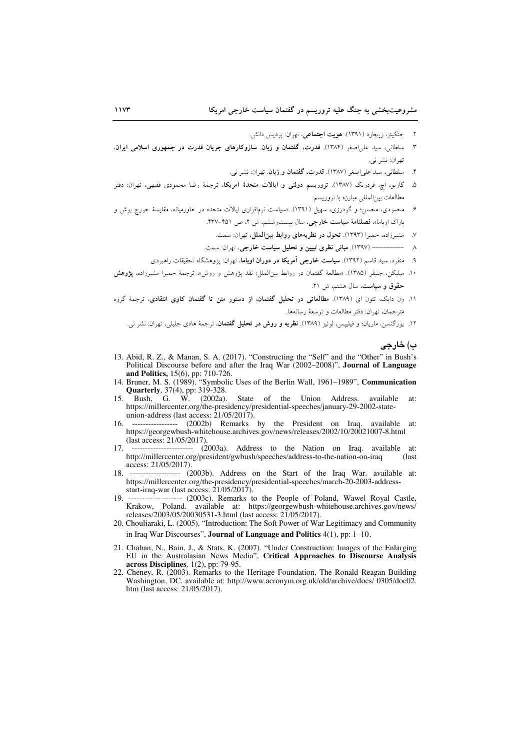۲. جنکینز، ریچارد (۱۳۹۱). **هویت اجتماعی**، تهران: پردیس دانش.

۳. سلطانی، سید علی‌اصغر (۱۳۸۴). **قدرت، گفتمان و زبان. سازوکارهای جریان قدرت در جمهوری اسلامی ایران**، تهران: نشر نی.

۴. سلطانی، سید علی‌اصغر (۱۳۸۷). **قدرت، گفتمان و زبان**. تهران: نشر نی.

۵. گاریو، اچ. فردریک (۱۳۸۷). **تروریسم دولتی و ایالات متحدهٔ آمریکا**، ترجمهٔ رضا محمودی فقیهی، تهران: دفتر مطالعات بین‌المللی مبارزه با تروریسم.

۶. محمودی، محسن؛ و گودرزی، سهیل (۱۳۹۱). «سیاست نرم‌افزاری ایالات متحده در خاورمیانه، مقایسهٔ جورج بوش و باراک اوباما»، **فصلنامهٔ سیاست خارجی**، سال بیست‌وششم، ش ۲، ص ۴۵۱-۴۳۷.

۷. مشیرزاده، حمیرا (۱۳۹۳). **تحول در نظریه‌های روابط بین‌الملل**، تهران: سمت.

۸. --------- (۱۳۹۷). **مبانی نظری تبیین و تحلیل سیاست خارجی**، تهران: سمت.

۹. منفرد، سید قاسم (۱۳۹۲). **سیاست خارجی آمریکا در دوران اوباما**، تهران: پژوهشگاه تحقیقات راهبردی.

۱۰. میلیکن، جنیفر (۱۳۸۵). «مطالعهٔ گفتمان در روابط بین‌الملل: نقد پژوهش و روش»، ترجمهٔ حمیرا مشیرزاده، **پژوهش حقوق و سیاست**، سال هشتم، ش ۲۱.

۱۱. ون دایک، تئون ای (۱۳۸۹). **مطالعاتی در تحلیل گفتمان، از دستور متن تا گفتمان کاوی انتقادی**، ترجمهٔ گروه مترجمان، تهران: دفتر مطالعات و توسعهٔ رسانه‌ها.

۱۲. یورگنسن، ماریان؛ و فیلیپس، لوئیز (۱۳۸۹). **نظریه و روش در تحلیل گفتمان**، ترجمهٔ هادی جلیلی، تهران: نشر نی.

## ب) خارجی

13. Abid, R. Z., & Manan, S. A. (2017). "Constructing the "Self" and the "Other" in Bush's Political Discourse before and after the Iraq War (2002–2008)", **Journal of Language and Politics,** 15(6), pp: 710-726.
14. Bruner, M. S. (1989). "Symbolic Uses of the Berlin Wall, 1961–1989", **Communication Quarterly**, 37(4), pp: 319-328.
15. Bush, G. W. (2002a). State of the Union Address. available at: https://millercenter.org/the-presidency/presidential-speeches/january-29-2002-state-union-address (last access: 21/05/2017).
16. ----------------- (2002b) Remarks by the President on Iraq. available at: https://georgewbush-whitehouse.archives.gov/news/releases/2002/10/20021007-8.html (last access: 21/05/2017).
17. ----------------------- (2003a). Address to the Nation on Iraq. available at: http://millercenter.org/president/gwbush/speeches/address-to-the-nation-on-iraq (last access: 21/05/2017).
18. ------------------- (2003b). Address on the Start of the Iraq War. available at: https://millercenter.org/the-presidency/presidential-speeches/march-20-2003-address-start-iraq-war (last access: 21/05/2017).
19. -------------------- (2003c). Remarks to the People of Poland, Wawel Royal Castle, Krakow, Poland. available at: https://georgewbush-whitehouse.archives.gov/news/releases/2003/05/20030531-3.html (last access: 21/05/2017).
20. Chouliaraki, L. (2005). "Introduction: The Soft Power of War Legitimacy and Community in Iraq War Discourses", **Journal of Language and Politics** 4(1), pp: 1–10.
21. Chaban, N., Bain, J., & Stats, K. (2007). "Under Construction: Images of the Enlarging EU in the Australasian News Media", **Critical Approaches to Discourse Analysis across Disciplines**, 1(2), pp: 79-95.
22. Cheney, R. (2003). Remarks to the Heritage Foundation, The Ronald Reagan Building Washington, DC. available at: http://www.acronym.org.uk/old/archive/docs/ 0305/doc02.htm (last access: 21/05/2017).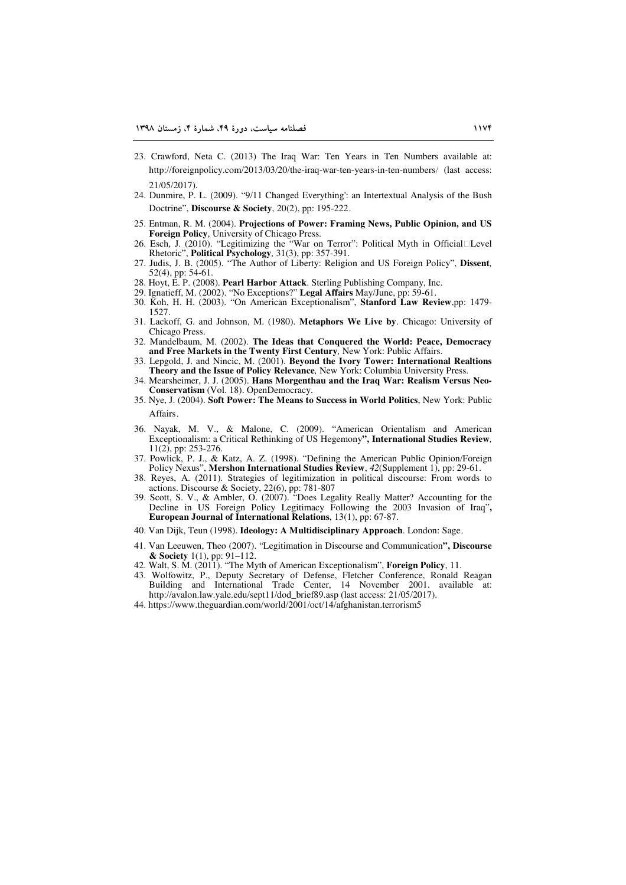23. Crawford, Neta C. (2013) The Iraq War: Ten Years in Ten Numbers available at: http://foreignpolicy.com/2013/03/20/the-iraq-war-ten-years-in-ten-numbers/ (last access: 21/05/2017).
24. Dunmire, P. L. (2009). "9/11 Changed Everything': an Intertextual Analysis of the Bush Doctrine", **Discourse & Society**, 20(2), pp: 195-222.
25. Entman, R. M. (2004). **Projections of Power: Framing News, Public Opinion, and US Foreign Policy**, University of Chicago Press.
26. Esch, J. (2010). "Legitimizing the "War on Terror": Political Myth in Official□Level Rhetoric", **Political Psychology**, 31(3), pp: 357-391.
27. Judis, J. B. (2005). "The Author of Liberty: Religion and US Foreign Policy", **Dissent**, 52(4), pp: 54-61.
28. Hoyt, E. P. (2008). **Pearl Harbor Attack**. Sterling Publishing Company, Inc.
29. Ignatieff, M. (2002). "No Exceptions?" **Legal Affairs** May/June, pp: 59-61.
30. Koh, H. H. (2003). "On American Exceptionalism", **Stanford Law Review**,pp: 1479-1527.
31. Lackoff, G. and Johnson, M. (1980). **Metaphors We Live by**. Chicago: University of Chicago Press.
32. Mandelbaum, M. (2002). **The Ideas that Conquered the World: Peace, Democracy and Free Markets in the Twenty First Century**, New York: Public Affairs.
33. Lepgold, J. and Nincic, M. (2001). **Beyond the Ivory Tower: International Realtions Theory and the Issue of Policy Relevance**, New York: Columbia University Press.
34. Mearsheimer, J. J. (2005). **Hans Morgenthau and the Iraq War: Realism Versus Neo-Conservatism** (Vol. 18). OpenDemocracy.
35. Nye, J. (2004). **Soft Power: The Means to Success in World Politics**, New York: Public Affairs.
36. Nayak, M. V., & Malone, C. (2009). "American Orientalism and American Exceptionalism: a Critical Rethinking of US Hegemony**", International Studies Review**, 11(2), pp: 253-276.
37. Powlick, P. J., & Katz, A. Z. (1998). "Defining the American Public Opinion/Foreign Policy Nexus", **Mershon International Studies Review**, *42*(Supplement 1), pp: 29-61.
38. Reyes, A. (2011). Strategies of legitimization in political discourse: From words to actions. Discourse & Society, 22(6), pp: 781-807
39. Scott, S. V., & Ambler, O. (2007). "Does Legality Really Matter? Accounting for the Decline in US Foreign Policy Legitimacy Following the 2003 Invasion of Iraq"**, European Journal of International Relations**, 13(1), pp: 67-87.
40. Van Dijk, Teun (1998). **Ideology: A Multidisciplinary Approach**. London: Sage.
41. Van Leeuwen, Theo (2007). "Legitimation in Discourse and Communication**", Discourse & Society** 1(1), pp: 91–112.
42. Walt, S. M. (2011). "The Myth of American Exceptionalism", **Foreign Policy**, 11.
43. Wolfowitz, P., Deputy Secretary of Defense, Fletcher Conference, Ronald Reagan Building and International Trade Center, 14 November 2001. available at: http://avalon.law.yale.edu/sept11/dod_brief89.asp (last access: 21/05/2017).
44. https://www.theguardian.com/world/2001/oct/14/afghanistan.terrorism5